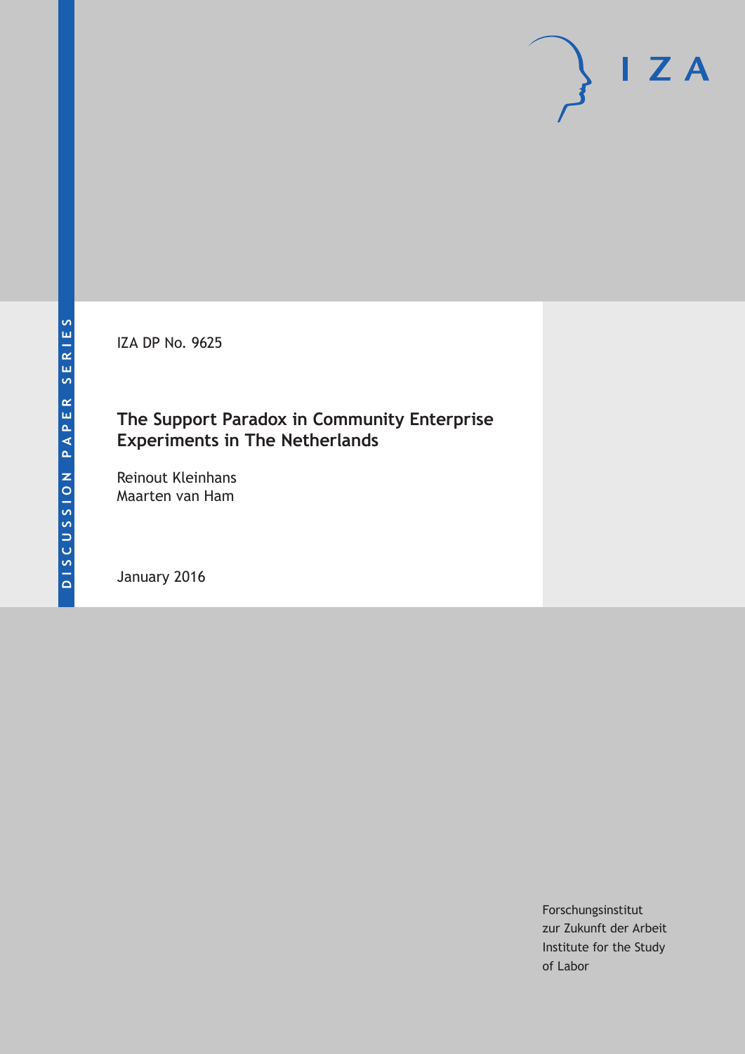DISCUSSION PAPER SERIES

IZA DP No. 9625

# The Support Paradox in Community Enterprise Experiments in The Netherlands

Reinout Kleinhans
Maarten van Ham

January 2016

Forschungsinstitut
zur Zukunft der Arbeit
Institute for the Study
of Labor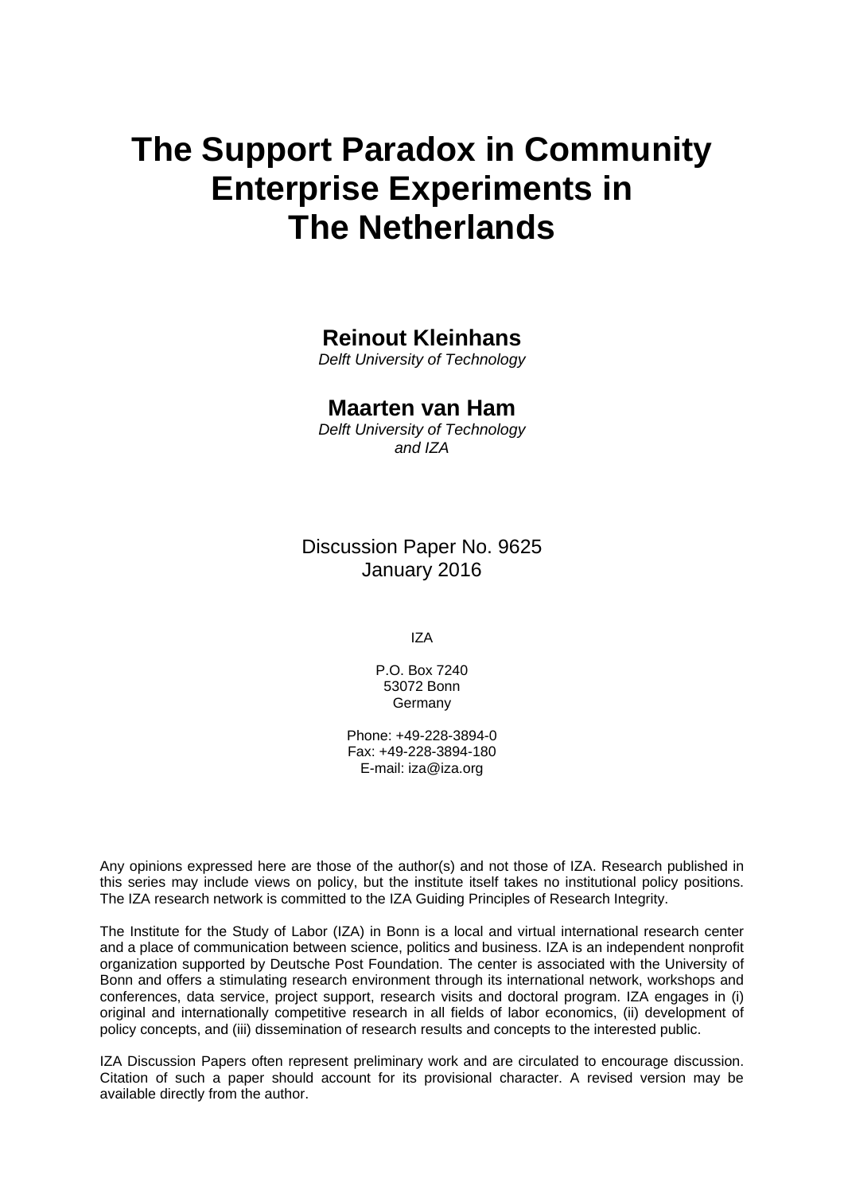# The Support Paradox in Community Enterprise Experiments in The Netherlands

**Reinout Kleinhans**
*Delft University of Technology*

**Maarten van Ham**
*Delft University of Technology and IZA*

Discussion Paper No. 9625
January 2016

IZA

P.O. Box 7240
53072 Bonn
Germany

Phone: +49-228-3894-0
Fax: +49-228-3894-180
E-mail: iza@iza.org

Any opinions expressed here are those of the author(s) and not those of IZA. Research published in this series may include views on policy, but the institute itself takes no institutional policy positions. The IZA research network is committed to the IZA Guiding Principles of Research Integrity.

The Institute for the Study of Labor (IZA) in Bonn is a local and virtual international research center and a place of communication between science, politics and business. IZA is an independent nonprofit organization supported by Deutsche Post Foundation. The center is associated with the University of Bonn and offers a stimulating research environment through its international network, workshops and conferences, data service, project support, research visits and doctoral program. IZA engages in (i) original and internationally competitive research in all fields of labor economics, (ii) development of policy concepts, and (iii) dissemination of research results and concepts to the interested public.

IZA Discussion Papers often represent preliminary work and are circulated to encourage discussion. Citation of such a paper should account for its provisional character. A revised version may be available directly from the author.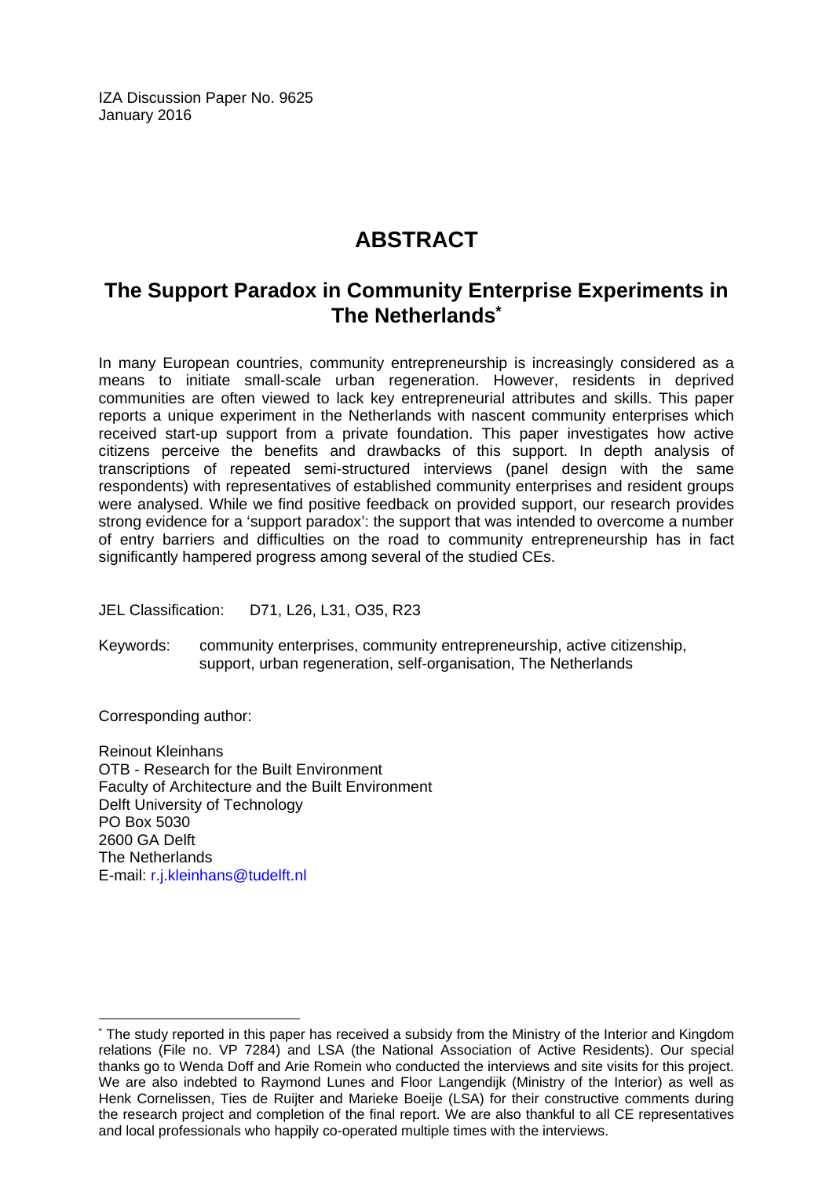IZA Discussion Paper No. 9625
January 2016

# ABSTRACT

## The Support Paradox in Community Enterprise Experiments in The Netherlands*

In many European countries, community entrepreneurship is increasingly considered as a means to initiate small-scale urban regeneration. However, residents in deprived communities are often viewed to lack key entrepreneurial attributes and skills. This paper reports a unique experiment in the Netherlands with nascent community enterprises which received start-up support from a private foundation. This paper investigates how active citizens perceive the benefits and drawbacks of this support. In depth analysis of transcriptions of repeated semi-structured interviews (panel design with the same respondents) with representatives of established community enterprises and resident groups were analysed. While we find positive feedback on provided support, our research provides strong evidence for a 'support paradox': the support that was intended to overcome a number of entry barriers and difficulties on the road to community entrepreneurship has in fact significantly hampered progress among several of the studied CEs.

JEL Classification: D71, L26, L31, O35, R23

Keywords: community enterprises, community entrepreneurship, active citizenship, support, urban regeneration, self-organisation, The Netherlands

Corresponding author:

Reinout Kleinhans
OTB - Research for the Built Environment
Faculty of Architecture and the Built Environment
Delft University of Technology
PO Box 5030
2600 GA Delft
The Netherlands
E-mail: r.j.kleinhans@tudelft.nl

---

* The study reported in this paper has received a subsidy from the Ministry of the Interior and Kingdom relations (File no. VP 7284) and LSA (the National Association of Active Residents). Our special thanks go to Wenda Doff and Arie Romein who conducted the interviews and site visits for this project. We are also indebted to Raymond Lunes and Floor Langendijk (Ministry of the Interior) as well as Henk Cornelissen, Ties de Ruijter and Marieke Boeije (LSA) for their constructive comments during the research project and completion of the final report. We are also thankful to all CE representatives and local professionals who happily co-operated multiple times with the interviews.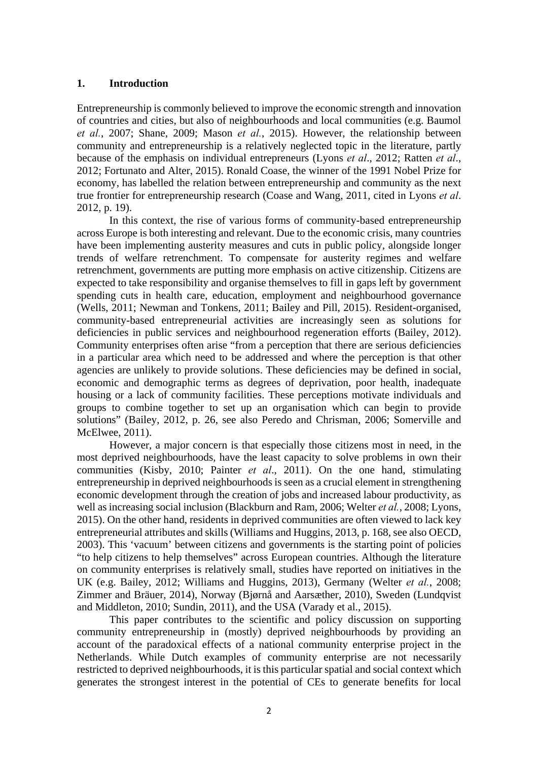## 1. Introduction

Entrepreneurship is commonly believed to improve the economic strength and innovation of countries and cities, but also of neighbourhoods and local communities (e.g. Baumol *et al.*, 2007; Shane, 2009; Mason *et al.*, 2015). However, the relationship between community and entrepreneurship is a relatively neglected topic in the literature, partly because of the emphasis on individual entrepreneurs (Lyons *et al*., 2012; Ratten *et al*., 2012; Fortunato and Alter, 2015). Ronald Coase, the winner of the 1991 Nobel Prize for economy, has labelled the relation between entrepreneurship and community as the next true frontier for entrepreneurship research (Coase and Wang, 2011, cited in Lyons *et al*. 2012, p. 19).

In this context, the rise of various forms of community-based entrepreneurship across Europe is both interesting and relevant. Due to the economic crisis, many countries have been implementing austerity measures and cuts in public policy, alongside longer trends of welfare retrenchment. To compensate for austerity regimes and welfare retrenchment, governments are putting more emphasis on active citizenship. Citizens are expected to take responsibility and organise themselves to fill in gaps left by government spending cuts in health care, education, employment and neighbourhood governance (Wells, 2011; Newman and Tonkens, 2011; Bailey and Pill, 2015). Resident-organised, community-based entrepreneurial activities are increasingly seen as solutions for deficiencies in public services and neighbourhood regeneration efforts (Bailey, 2012). Community enterprises often arise "from a perception that there are serious deficiencies in a particular area which need to be addressed and where the perception is that other agencies are unlikely to provide solutions. These deficiencies may be defined in social, economic and demographic terms as degrees of deprivation, poor health, inadequate housing or a lack of community facilities. These perceptions motivate individuals and groups to combine together to set up an organisation which can begin to provide solutions" (Bailey, 2012, p. 26, see also Peredo and Chrisman, 2006; Somerville and McElwee, 2011).

However, a major concern is that especially those citizens most in need, in the most deprived neighbourhoods, have the least capacity to solve problems in own their communities (Kisby, 2010; Painter *et al*., 2011). On the one hand, stimulating entrepreneurship in deprived neighbourhoods is seen as a crucial element in strengthening economic development through the creation of jobs and increased labour productivity, as well as increasing social inclusion (Blackburn and Ram, 2006; Welter *et al.*, 2008; Lyons, 2015). On the other hand, residents in deprived communities are often viewed to lack key entrepreneurial attributes and skills (Williams and Huggins, 2013, p. 168, see also OECD, 2003). This 'vacuum' between citizens and governments is the starting point of policies "to help citizens to help themselves" across European countries. Although the literature on community enterprises is relatively small, studies have reported on initiatives in the UK (e.g. Bailey, 2012; Williams and Huggins, 2013), Germany (Welter *et al.*, 2008; Zimmer and Bräuer, 2014), Norway (Bjørnå and Aarsæther, 2010), Sweden (Lundqvist and Middleton, 2010; Sundin, 2011), and the USA (Varady et al., 2015).

This paper contributes to the scientific and policy discussion on supporting community entrepreneurship in (mostly) deprived neighbourhoods by providing an account of the paradoxical effects of a national community enterprise project in the Netherlands. While Dutch examples of community enterprise are not necessarily restricted to deprived neighbourhoods, it is this particular spatial and social context which generates the strongest interest in the potential of CEs to generate benefits for local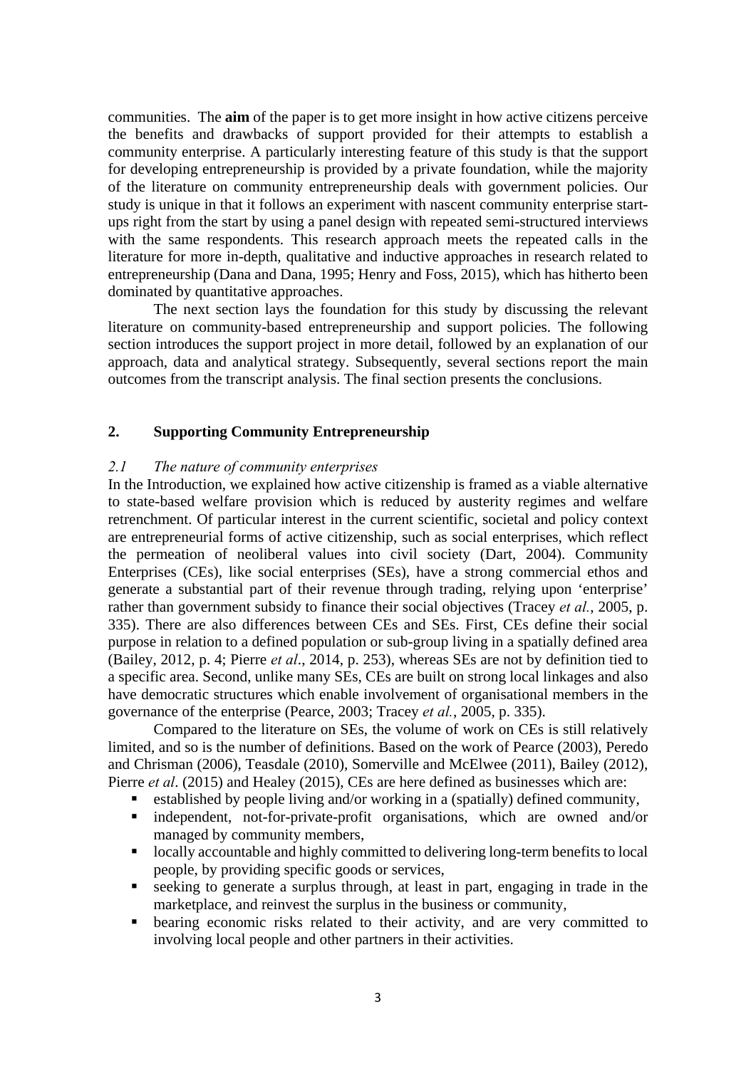communities. The **aim** of the paper is to get more insight in how active citizens perceive the benefits and drawbacks of support provided for their attempts to establish a community enterprise. A particularly interesting feature of this study is that the support for developing entrepreneurship is provided by a private foundation, while the majority of the literature on community entrepreneurship deals with government policies. Our study is unique in that it follows an experiment with nascent community enterprise start-ups right from the start by using a panel design with repeated semi-structured interviews with the same respondents. This research approach meets the repeated calls in the literature for more in-depth, qualitative and inductive approaches in research related to entrepreneurship (Dana and Dana, 1995; Henry and Foss, 2015), which has hitherto been dominated by quantitative approaches.

The next section lays the foundation for this study by discussing the relevant literature on community-based entrepreneurship and support policies. The following section introduces the support project in more detail, followed by an explanation of our approach, data and analytical strategy. Subsequently, several sections report the main outcomes from the transcript analysis. The final section presents the conclusions.

## 2. Supporting Community Entrepreneurship

### *2.1 The nature of community enterprises*

In the Introduction, we explained how active citizenship is framed as a viable alternative to state-based welfare provision which is reduced by austerity regimes and welfare retrenchment. Of particular interest in the current scientific, societal and policy context are entrepreneurial forms of active citizenship, such as social enterprises, which reflect the permeation of neoliberal values into civil society (Dart, 2004). Community Enterprises (CEs), like social enterprises (SEs), have a strong commercial ethos and generate a substantial part of their revenue through trading, relying upon 'enterprise' rather than government subsidy to finance their social objectives (Tracey *et al.*, 2005, p. 335). There are also differences between CEs and SEs. First, CEs define their social purpose in relation to a defined population or sub-group living in a spatially defined area (Bailey, 2012, p. 4; Pierre *et al*., 2014, p. 253), whereas SEs are not by definition tied to a specific area. Second, unlike many SEs, CEs are built on strong local linkages and also have democratic structures which enable involvement of organisational members in the governance of the enterprise (Pearce, 2003; Tracey *et al.*, 2005, p. 335).

Compared to the literature on SEs, the volume of work on CEs is still relatively limited, and so is the number of definitions. Based on the work of Pearce (2003), Peredo and Chrisman (2006), Teasdale (2010), Somerville and McElwee (2011), Bailey (2012), Pierre *et al*. (2015) and Healey (2015), CEs are here defined as businesses which are:

- established by people living and/or working in a (spatially) defined community,
- independent, not-for-private-profit organisations, which are owned and/or managed by community members,
- locally accountable and highly committed to delivering long-term benefits to local people, by providing specific goods or services,
- seeking to generate a surplus through, at least in part, engaging in trade in the marketplace, and reinvest the surplus in the business or community,
- bearing economic risks related to their activity, and are very committed to involving local people and other partners in their activities.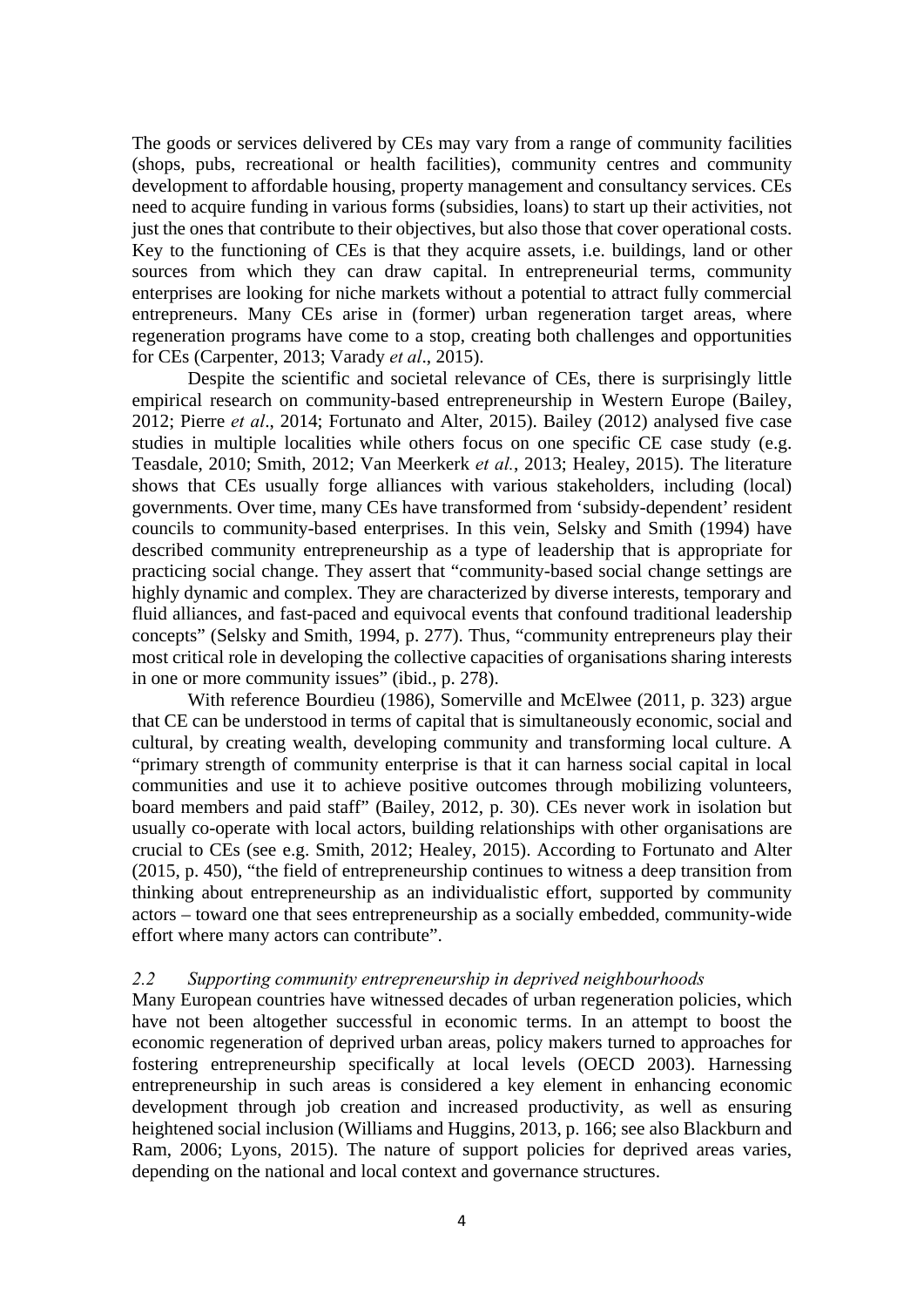The goods or services delivered by CEs may vary from a range of community facilities (shops, pubs, recreational or health facilities), community centres and community development to affordable housing, property management and consultancy services. CEs need to acquire funding in various forms (subsidies, loans) to start up their activities, not just the ones that contribute to their objectives, but also those that cover operational costs. Key to the functioning of CEs is that they acquire assets, i.e. buildings, land or other sources from which they can draw capital. In entrepreneurial terms, community enterprises are looking for niche markets without a potential to attract fully commercial entrepreneurs. Many CEs arise in (former) urban regeneration target areas, where regeneration programs have come to a stop, creating both challenges and opportunities for CEs (Carpenter, 2013; Varady *et al*., 2015).

Despite the scientific and societal relevance of CEs, there is surprisingly little empirical research on community-based entrepreneurship in Western Europe (Bailey, 2012; Pierre *et al*., 2014; Fortunato and Alter, 2015). Bailey (2012) analysed five case studies in multiple localities while others focus on one specific CE case study (e.g. Teasdale, 2010; Smith, 2012; Van Meerkerk *et al.*, 2013; Healey, 2015). The literature shows that CEs usually forge alliances with various stakeholders, including (local) governments. Over time, many CEs have transformed from 'subsidy-dependent' resident councils to community-based enterprises. In this vein, Selsky and Smith (1994) have described community entrepreneurship as a type of leadership that is appropriate for practicing social change. They assert that "community-based social change settings are highly dynamic and complex. They are characterized by diverse interests, temporary and fluid alliances, and fast-paced and equivocal events that confound traditional leadership concepts" (Selsky and Smith, 1994, p. 277). Thus, "community entrepreneurs play their most critical role in developing the collective capacities of organisations sharing interests in one or more community issues" (ibid., p. 278).

With reference Bourdieu (1986), Somerville and McElwee (2011, p. 323) argue that CE can be understood in terms of capital that is simultaneously economic, social and cultural, by creating wealth, developing community and transforming local culture. A "primary strength of community enterprise is that it can harness social capital in local communities and use it to achieve positive outcomes through mobilizing volunteers, board members and paid staff" (Bailey, 2012, p. 30). CEs never work in isolation but usually co-operate with local actors, building relationships with other organisations are crucial to CEs (see e.g. Smith, 2012; Healey, 2015). According to Fortunato and Alter (2015, p. 450), "the field of entrepreneurship continues to witness a deep transition from thinking about entrepreneurship as an individualistic effort, supported by community actors – toward one that sees entrepreneurship as a socially embedded, community-wide effort where many actors can contribute".

### *2.2 Supporting community entrepreneurship in deprived neighbourhoods*

Many European countries have witnessed decades of urban regeneration policies, which have not been altogether successful in economic terms. In an attempt to boost the economic regeneration of deprived urban areas, policy makers turned to approaches for fostering entrepreneurship specifically at local levels (OECD 2003). Harnessing entrepreneurship in such areas is considered a key element in enhancing economic development through job creation and increased productivity, as well as ensuring heightened social inclusion (Williams and Huggins, 2013, p. 166; see also Blackburn and Ram, 2006; Lyons, 2015). The nature of support policies for deprived areas varies, depending on the national and local context and governance structures.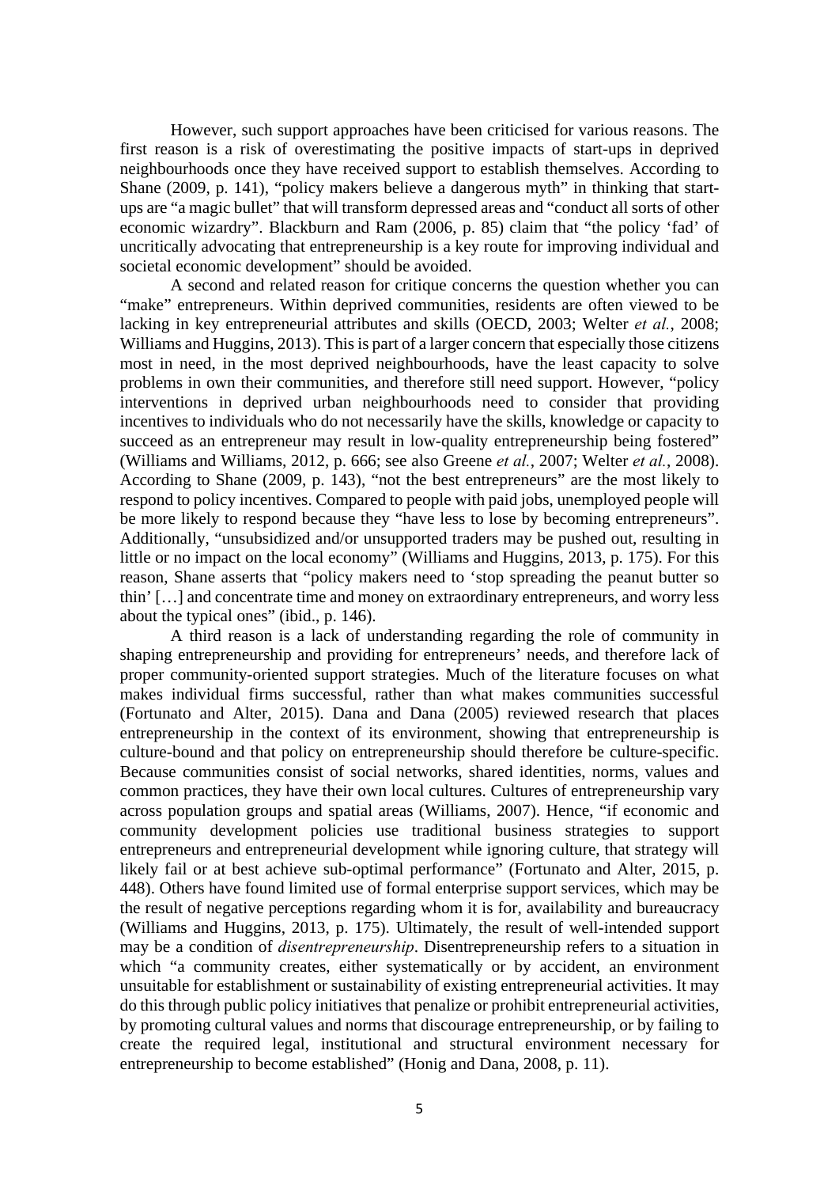However, such support approaches have been criticised for various reasons. The first reason is a risk of overestimating the positive impacts of start-ups in deprived neighbourhoods once they have received support to establish themselves. According to Shane (2009, p. 141), "policy makers believe a dangerous myth" in thinking that start-ups are "a magic bullet" that will transform depressed areas and "conduct all sorts of other economic wizardry". Blackburn and Ram (2006, p. 85) claim that "the policy 'fad' of uncritically advocating that entrepreneurship is a key route for improving individual and societal economic development" should be avoided.

A second and related reason for critique concerns the question whether you can "make" entrepreneurs. Within deprived communities, residents are often viewed to be lacking in key entrepreneurial attributes and skills (OECD, 2003; Welter *et al.*, 2008; Williams and Huggins, 2013). This is part of a larger concern that especially those citizens most in need, in the most deprived neighbourhoods, have the least capacity to solve problems in own their communities, and therefore still need support. However, "policy interventions in deprived urban neighbourhoods need to consider that providing incentives to individuals who do not necessarily have the skills, knowledge or capacity to succeed as an entrepreneur may result in low-quality entrepreneurship being fostered" (Williams and Williams, 2012, p. 666; see also Greene *et al.*, 2007; Welter *et al.*, 2008). According to Shane (2009, p. 143), "not the best entrepreneurs" are the most likely to respond to policy incentives. Compared to people with paid jobs, unemployed people will be more likely to respond because they "have less to lose by becoming entrepreneurs". Additionally, "unsubsidized and/or unsupported traders may be pushed out, resulting in little or no impact on the local economy" (Williams and Huggins, 2013, p. 175). For this reason, Shane asserts that "policy makers need to 'stop spreading the peanut butter so thin' […] and concentrate time and money on extraordinary entrepreneurs, and worry less about the typical ones" (ibid., p. 146).

A third reason is a lack of understanding regarding the role of community in shaping entrepreneurship and providing for entrepreneurs' needs, and therefore lack of proper community-oriented support strategies. Much of the literature focuses on what makes individual firms successful, rather than what makes communities successful (Fortunato and Alter, 2015). Dana and Dana (2005) reviewed research that places entrepreneurship in the context of its environment, showing that entrepreneurship is culture-bound and that policy on entrepreneurship should therefore be culture-specific. Because communities consist of social networks, shared identities, norms, values and common practices, they have their own local cultures. Cultures of entrepreneurship vary across population groups and spatial areas (Williams, 2007). Hence, "if economic and community development policies use traditional business strategies to support entrepreneurs and entrepreneurial development while ignoring culture, that strategy will likely fail or at best achieve sub-optimal performance" (Fortunato and Alter, 2015, p. 448). Others have found limited use of formal enterprise support services, which may be the result of negative perceptions regarding whom it is for, availability and bureaucracy (Williams and Huggins, 2013, p. 175). Ultimately, the result of well-intended support may be a condition of *disentrepreneurship*. Disentrepreneurship refers to a situation in which "a community creates, either systematically or by accident, an environment unsuitable for establishment or sustainability of existing entrepreneurial activities. It may do this through public policy initiatives that penalize or prohibit entrepreneurial activities, by promoting cultural values and norms that discourage entrepreneurship, or by failing to create the required legal, institutional and structural environment necessary for entrepreneurship to become established" (Honig and Dana, 2008, p. 11).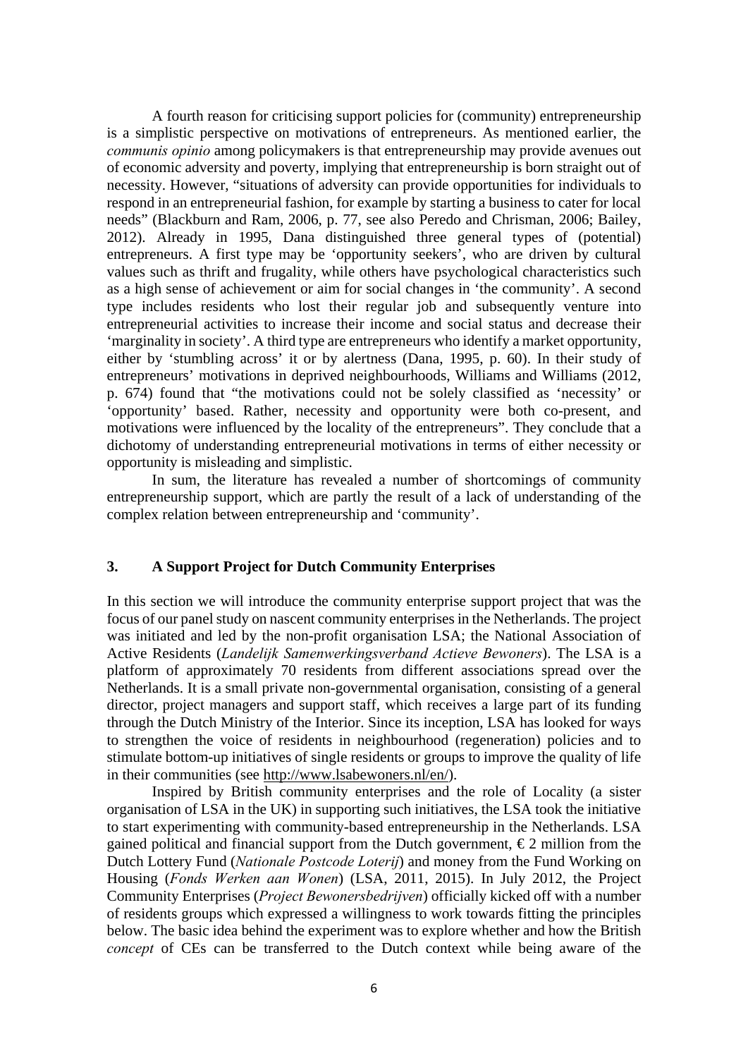A fourth reason for criticising support policies for (community) entrepreneurship is a simplistic perspective on motivations of entrepreneurs. As mentioned earlier, the *communis opinio* among policymakers is that entrepreneurship may provide avenues out of economic adversity and poverty, implying that entrepreneurship is born straight out of necessity. However, "situations of adversity can provide opportunities for individuals to respond in an entrepreneurial fashion, for example by starting a business to cater for local needs" (Blackburn and Ram, 2006, p. 77, see also Peredo and Chrisman, 2006; Bailey, 2012). Already in 1995, Dana distinguished three general types of (potential) entrepreneurs. A first type may be 'opportunity seekers', who are driven by cultural values such as thrift and frugality, while others have psychological characteristics such as a high sense of achievement or aim for social changes in 'the community'. A second type includes residents who lost their regular job and subsequently venture into entrepreneurial activities to increase their income and social status and decrease their 'marginality in society'. A third type are entrepreneurs who identify a market opportunity, either by 'stumbling across' it or by alertness (Dana, 1995, p. 60). In their study of entrepreneurs' motivations in deprived neighbourhoods, Williams and Williams (2012, p. 674) found that "the motivations could not be solely classified as 'necessity' or 'opportunity' based. Rather, necessity and opportunity were both co-present, and motivations were influenced by the locality of the entrepreneurs". They conclude that a dichotomy of understanding entrepreneurial motivations in terms of either necessity or opportunity is misleading and simplistic.

In sum, the literature has revealed a number of shortcomings of community entrepreneurship support, which are partly the result of a lack of understanding of the complex relation between entrepreneurship and 'community'.

## 3. A Support Project for Dutch Community Enterprises

In this section we will introduce the community enterprise support project that was the focus of our panel study on nascent community enterprises in the Netherlands. The project was initiated and led by the non-profit organisation LSA; the National Association of Active Residents (*Landelijk Samenwerkingsverband Actieve Bewoners*). The LSA is a platform of approximately 70 residents from different associations spread over the Netherlands. It is a small private non-governmental organisation, consisting of a general director, project managers and support staff, which receives a large part of its funding through the Dutch Ministry of the Interior. Since its inception, LSA has looked for ways to strengthen the voice of residents in neighbourhood (regeneration) policies and to stimulate bottom-up initiatives of single residents or groups to improve the quality of life in their communities (see http://www.lsabewoners.nl/en/).

Inspired by British community enterprises and the role of Locality (a sister organisation of LSA in the UK) in supporting such initiatives, the LSA took the initiative to start experimenting with community-based entrepreneurship in the Netherlands. LSA gained political and financial support from the Dutch government, € 2 million from the Dutch Lottery Fund (*Nationale Postcode Loterij*) and money from the Fund Working on Housing (*Fonds Werken aan Wonen*) (LSA, 2011, 2015). In July 2012, the Project Community Enterprises (*Project Bewonersbedrijven*) officially kicked off with a number of residents groups which expressed a willingness to work towards fitting the principles below. The basic idea behind the experiment was to explore whether and how the British *concept* of CEs can be transferred to the Dutch context while being aware of the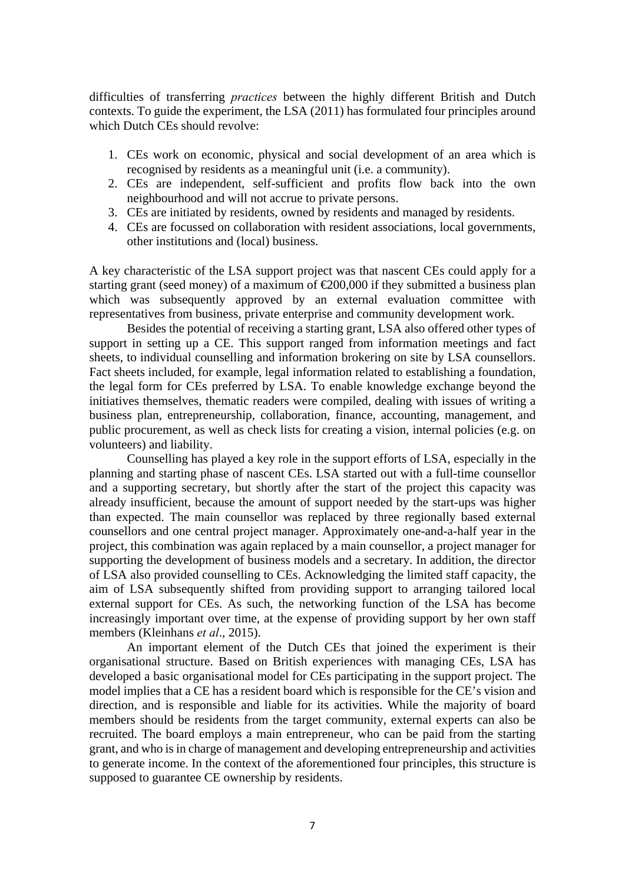difficulties of transferring *practices* between the highly different British and Dutch contexts. To guide the experiment, the LSA (2011) has formulated four principles around which Dutch CEs should revolve:

1. CEs work on economic, physical and social development of an area which is recognised by residents as a meaningful unit (i.e. a community).
2. CEs are independent, self-sufficient and profits flow back into the own neighbourhood and will not accrue to private persons.
3. CEs are initiated by residents, owned by residents and managed by residents.
4. CEs are focussed on collaboration with resident associations, local governments, other institutions and (local) business.

A key characteristic of the LSA support project was that nascent CEs could apply for a starting grant (seed money) of a maximum of €200,000 if they submitted a business plan which was subsequently approved by an external evaluation committee with representatives from business, private enterprise and community development work.

Besides the potential of receiving a starting grant, LSA also offered other types of support in setting up a CE. This support ranged from information meetings and fact sheets, to individual counselling and information brokering on site by LSA counsellors. Fact sheets included, for example, legal information related to establishing a foundation, the legal form for CEs preferred by LSA. To enable knowledge exchange beyond the initiatives themselves, thematic readers were compiled, dealing with issues of writing a business plan, entrepreneurship, collaboration, finance, accounting, management, and public procurement, as well as check lists for creating a vision, internal policies (e.g. on volunteers) and liability.

Counselling has played a key role in the support efforts of LSA, especially in the planning and starting phase of nascent CEs. LSA started out with a full-time counsellor and a supporting secretary, but shortly after the start of the project this capacity was already insufficient, because the amount of support needed by the start-ups was higher than expected. The main counsellor was replaced by three regionally based external counsellors and one central project manager. Approximately one-and-a-half year in the project, this combination was again replaced by a main counsellor, a project manager for supporting the development of business models and a secretary. In addition, the director of LSA also provided counselling to CEs. Acknowledging the limited staff capacity, the aim of LSA subsequently shifted from providing support to arranging tailored local external support for CEs. As such, the networking function of the LSA has become increasingly important over time, at the expense of providing support by her own staff members (Kleinhans *et al*., 2015).

An important element of the Dutch CEs that joined the experiment is their organisational structure. Based on British experiences with managing CEs, LSA has developed a basic organisational model for CEs participating in the support project. The model implies that a CE has a resident board which is responsible for the CE's vision and direction, and is responsible and liable for its activities. While the majority of board members should be residents from the target community, external experts can also be recruited. The board employs a main entrepreneur, who can be paid from the starting grant, and who is in charge of management and developing entrepreneurship and activities to generate income. In the context of the aforementioned four principles, this structure is supposed to guarantee CE ownership by residents.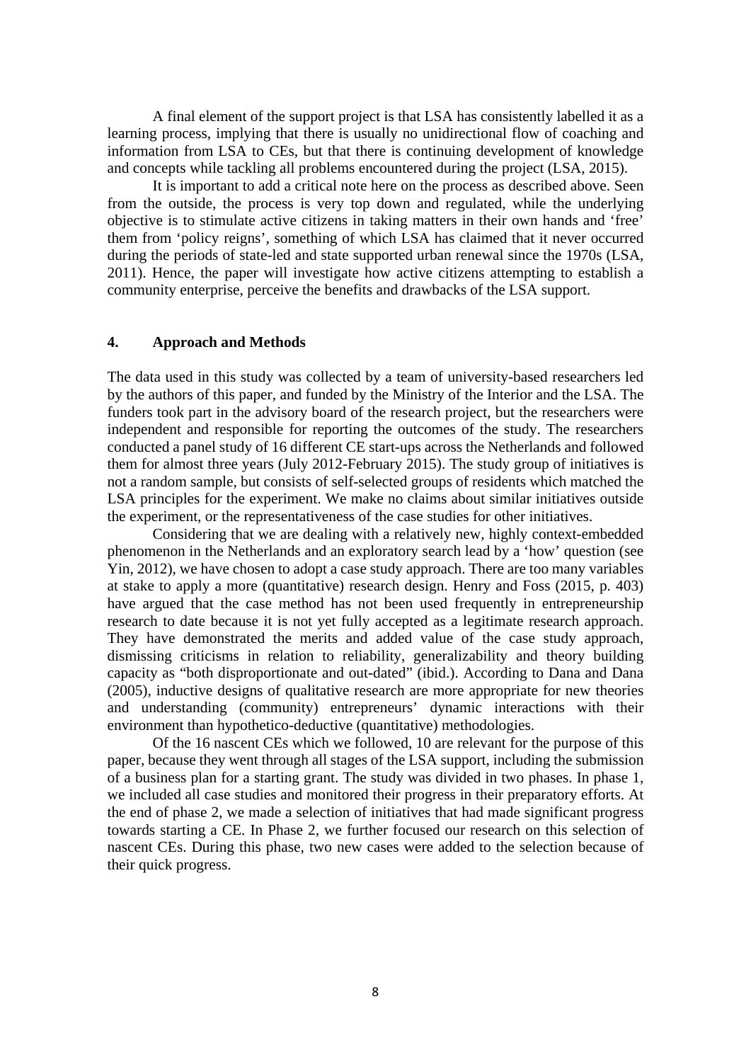A final element of the support project is that LSA has consistently labelled it as a learning process, implying that there is usually no unidirectional flow of coaching and information from LSA to CEs, but that there is continuing development of knowledge and concepts while tackling all problems encountered during the project (LSA, 2015).

It is important to add a critical note here on the process as described above. Seen from the outside, the process is very top down and regulated, while the underlying objective is to stimulate active citizens in taking matters in their own hands and 'free' them from 'policy reigns', something of which LSA has claimed that it never occurred during the periods of state-led and state supported urban renewal since the 1970s (LSA, 2011). Hence, the paper will investigate how active citizens attempting to establish a community enterprise, perceive the benefits and drawbacks of the LSA support.

## 4. Approach and Methods

The data used in this study was collected by a team of university-based researchers led by the authors of this paper, and funded by the Ministry of the Interior and the LSA. The funders took part in the advisory board of the research project, but the researchers were independent and responsible for reporting the outcomes of the study. The researchers conducted a panel study of 16 different CE start-ups across the Netherlands and followed them for almost three years (July 2012-February 2015). The study group of initiatives is not a random sample, but consists of self-selected groups of residents which matched the LSA principles for the experiment. We make no claims about similar initiatives outside the experiment, or the representativeness of the case studies for other initiatives.

Considering that we are dealing with a relatively new, highly context-embedded phenomenon in the Netherlands and an exploratory search lead by a 'how' question (see Yin, 2012), we have chosen to adopt a case study approach. There are too many variables at stake to apply a more (quantitative) research design. Henry and Foss (2015, p. 403) have argued that the case method has not been used frequently in entrepreneurship research to date because it is not yet fully accepted as a legitimate research approach. They have demonstrated the merits and added value of the case study approach, dismissing criticisms in relation to reliability, generalizability and theory building capacity as "both disproportionate and out-dated" (ibid.). According to Dana and Dana (2005), inductive designs of qualitative research are more appropriate for new theories and understanding (community) entrepreneurs' dynamic interactions with their environment than hypothetico-deductive (quantitative) methodologies.

Of the 16 nascent CEs which we followed, 10 are relevant for the purpose of this paper, because they went through all stages of the LSA support, including the submission of a business plan for a starting grant. The study was divided in two phases. In phase 1, we included all case studies and monitored their progress in their preparatory efforts. At the end of phase 2, we made a selection of initiatives that had made significant progress towards starting a CE. In Phase 2, we further focused our research on this selection of nascent CEs. During this phase, two new cases were added to the selection because of their quick progress.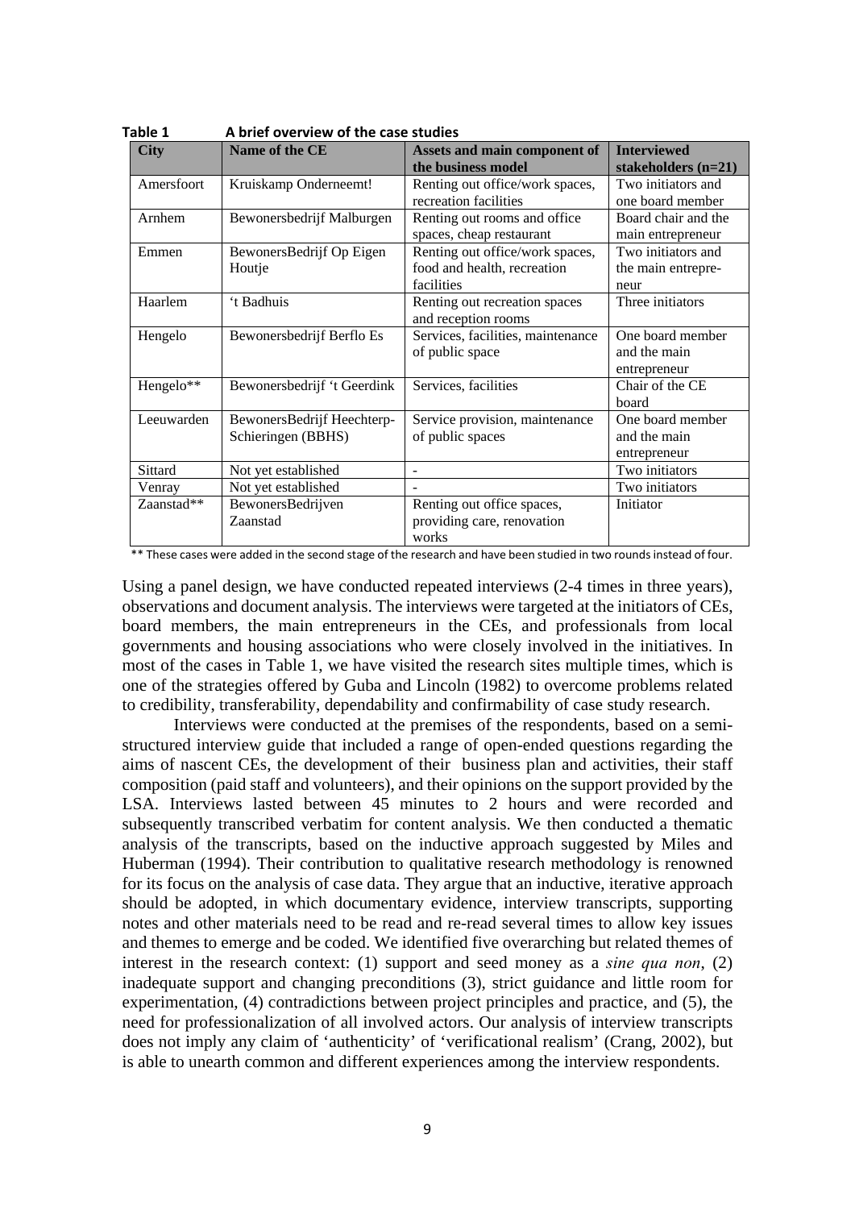**Table 1 A brief overview of the case studies**

| City | Name of the CE | Assets and main component of the business model | Interviewed stakeholders (n=21) |
|---|---|---|---|
| Amersfoort | Kruiskamp Onderneemt! | Renting out office/work spaces, recreation facilities | Two initiators and one board member |
| Arnhem | Bewonersbedrijf Malburgen | Renting out rooms and office spaces, cheap restaurant | Board chair and the main entrepreneur |
| Emmen | BewonersBedrijf Op Eigen Houtje | Renting out office/work spaces, food and health, recreation facilities | Two initiators and the main entrepreneur |
| Haarlem | 't Badhuis | Renting out recreation spaces and reception rooms | Three initiators |
| Hengelo | Bewonersbedrijf Berflo Es | Services, facilities, maintenance of public space | One board member and the main entrepreneur |
| Hengelo** | Bewonersbedrijf 't Geerdink | Services, facilities | Chair of the CE board |
| Leeuwarden | BewonersBedrijf Heechterp-Schieringen (BBHS) | Service provision, maintenance of public spaces | One board member and the main entrepreneur |
| Sittard | Not yet established | - | Two initiators |
| Venray | Not yet established | - | Two initiators |
| Zaanstad** | BewonersBedrijven Zaanstad | Renting out office spaces, providing care, renovation works | Initiator |

** These cases were added in the second stage of the research and have been studied in two rounds instead of four.

Using a panel design, we have conducted repeated interviews (2-4 times in three years), observations and document analysis. The interviews were targeted at the initiators of CEs, board members, the main entrepreneurs in the CEs, and professionals from local governments and housing associations who were closely involved in the initiatives. In most of the cases in Table 1, we have visited the research sites multiple times, which is one of the strategies offered by Guba and Lincoln (1982) to overcome problems related to credibility, transferability, dependability and confirmability of case study research.

Interviews were conducted at the premises of the respondents, based on a semi-structured interview guide that included a range of open-ended questions regarding the aims of nascent CEs, the development of their business plan and activities, their staff composition (paid staff and volunteers), and their opinions on the support provided by the LSA. Interviews lasted between 45 minutes to 2 hours and were recorded and subsequently transcribed verbatim for content analysis. We then conducted a thematic analysis of the transcripts, based on the inductive approach suggested by Miles and Huberman (1994). Their contribution to qualitative research methodology is renowned for its focus on the analysis of case data. They argue that an inductive, iterative approach should be adopted, in which documentary evidence, interview transcripts, supporting notes and other materials need to be read and re-read several times to allow key issues and themes to emerge and be coded. We identified five overarching but related themes of interest in the research context: (1) support and seed money as a *sine qua non*, (2) inadequate support and changing preconditions (3), strict guidance and little room for experimentation, (4) contradictions between project principles and practice, and (5), the need for professionalization of all involved actors. Our analysis of interview transcripts does not imply any claim of 'authenticity' of 'verificational realism' (Crang, 2002), but is able to unearth common and different experiences among the interview respondents.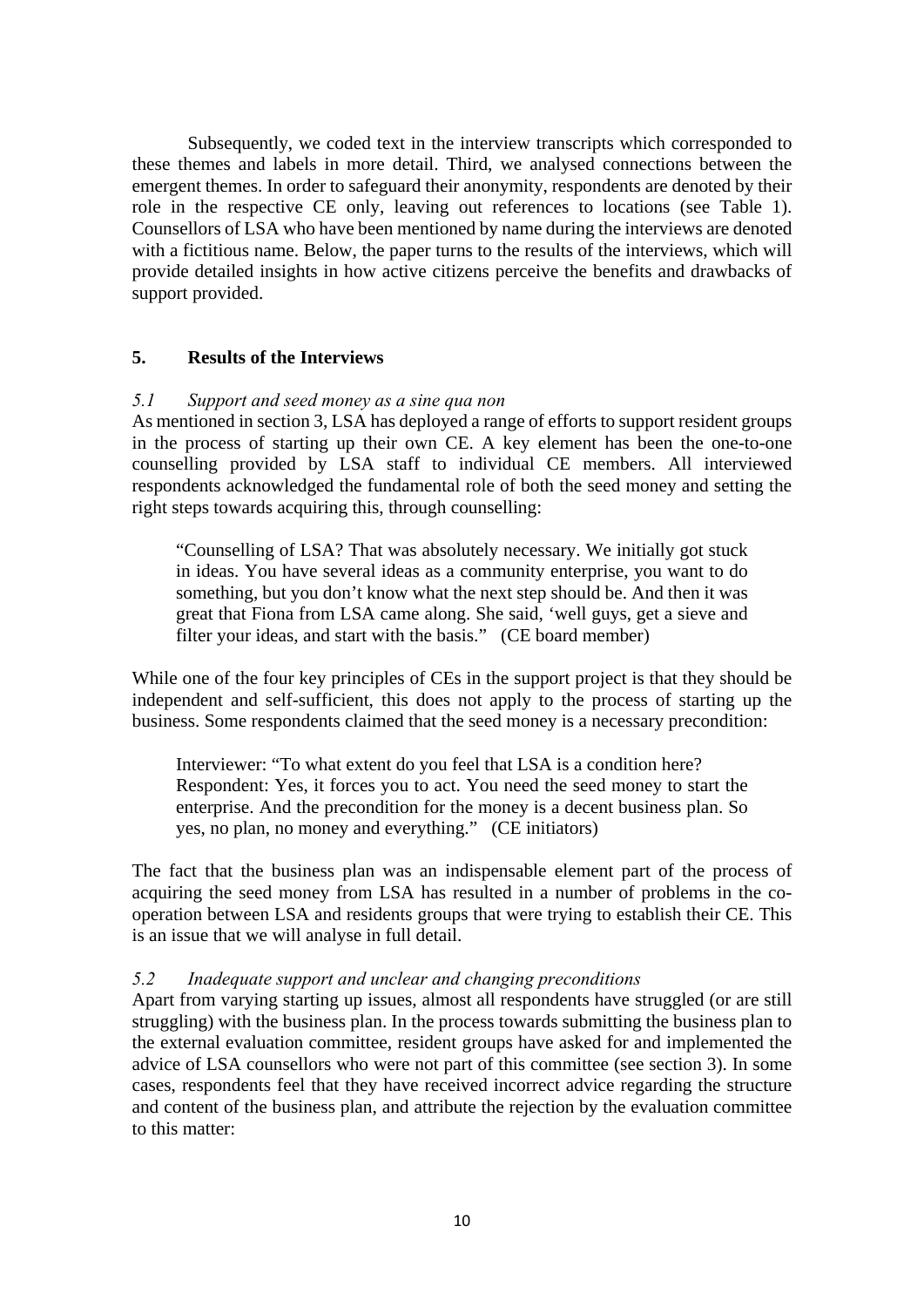Subsequently, we coded text in the interview transcripts which corresponded to these themes and labels in more detail. Third, we analysed connections between the emergent themes. In order to safeguard their anonymity, respondents are denoted by their role in the respective CE only, leaving out references to locations (see Table 1). Counsellors of LSA who have been mentioned by name during the interviews are denoted with a fictitious name. Below, the paper turns to the results of the interviews, which will provide detailed insights in how active citizens perceive the benefits and drawbacks of support provided.

## 5. Results of the Interviews

### *5.1 Support and seed money as a sine qua non*

As mentioned in section 3, LSA has deployed a range of efforts to support resident groups in the process of starting up their own CE. A key element has been the one-to-one counselling provided by LSA staff to individual CE members. All interviewed respondents acknowledged the fundamental role of both the seed money and setting the right steps towards acquiring this, through counselling:

> "Counselling of LSA? That was absolutely necessary. We initially got stuck in ideas. You have several ideas as a community enterprise, you want to do something, but you don't know what the next step should be. And then it was great that Fiona from LSA came along. She said, 'well guys, get a sieve and filter your ideas, and start with the basis." (CE board member)

While one of the four key principles of CEs in the support project is that they should be independent and self-sufficient, this does not apply to the process of starting up the business. Some respondents claimed that the seed money is a necessary precondition:

> Interviewer: "To what extent do you feel that LSA is a condition here?
> Respondent: Yes, it forces you to act. You need the seed money to start the enterprise. And the precondition for the money is a decent business plan. So yes, no plan, no money and everything." (CE initiators)

The fact that the business plan was an indispensable element part of the process of acquiring the seed money from LSA has resulted in a number of problems in the co-operation between LSA and residents groups that were trying to establish their CE. This is an issue that we will analyse in full detail.

### *5.2 Inadequate support and unclear and changing preconditions*

Apart from varying starting up issues, almost all respondents have struggled (or are still struggling) with the business plan. In the process towards submitting the business plan to the external evaluation committee, resident groups have asked for and implemented the advice of LSA counsellors who were not part of this committee (see section 3). In some cases, respondents feel that they have received incorrect advice regarding the structure and content of the business plan, and attribute the rejection by the evaluation committee to this matter: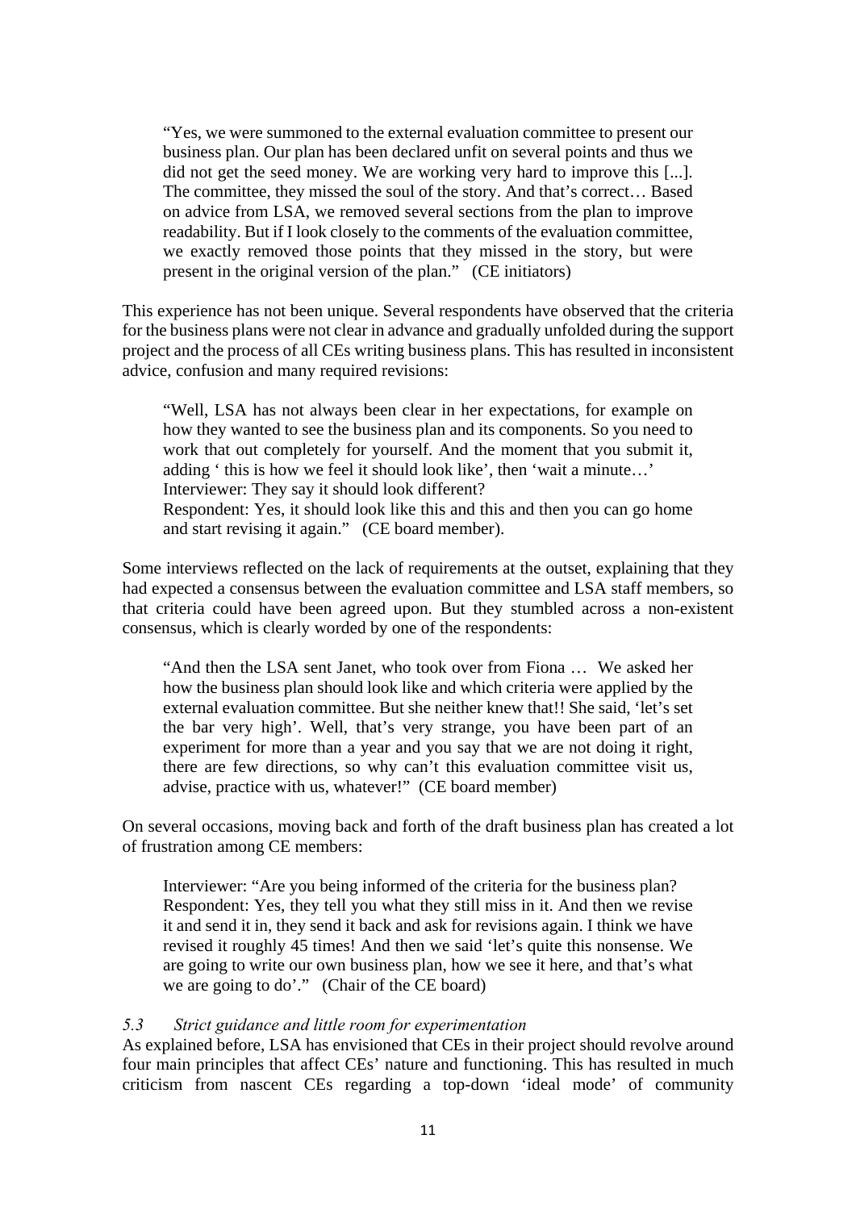> "Yes, we were summoned to the external evaluation committee to present our business plan. Our plan has been declared unfit on several points and thus we did not get the seed money. We are working very hard to improve this [...]. The committee, they missed the soul of the story. And that's correct… Based on advice from LSA, we removed several sections from the plan to improve readability. But if I look closely to the comments of the evaluation committee, we exactly removed those points that they missed in the story, but were present in the original version of the plan." (CE initiators)

This experience has not been unique. Several respondents have observed that the criteria for the business plans were not clear in advance and gradually unfolded during the support project and the process of all CEs writing business plans. This has resulted in inconsistent advice, confusion and many required revisions:

> "Well, LSA has not always been clear in her expectations, for example on how they wanted to see the business plan and its components. So you need to work that out completely for yourself. And the moment that you submit it, adding ' this is how we feel it should look like', then 'wait a minute…'
> Interviewer: They say it should look different?
> Respondent: Yes, it should look like this and this and then you can go home and start revising it again." (CE board member).

Some interviews reflected on the lack of requirements at the outset, explaining that they had expected a consensus between the evaluation committee and LSA staff members, so that criteria could have been agreed upon. But they stumbled across a non-existent consensus, which is clearly worded by one of the respondents:

> "And then the LSA sent Janet, who took over from Fiona … We asked her how the business plan should look like and which criteria were applied by the external evaluation committee. But she neither knew that!! She said, 'let's set the bar very high'. Well, that's very strange, you have been part of an experiment for more than a year and you say that we are not doing it right, there are few directions, so why can't this evaluation committee visit us, advise, practice with us, whatever!" (CE board member)

On several occasions, moving back and forth of the draft business plan has created a lot of frustration among CE members:

> Interviewer: "Are you being informed of the criteria for the business plan?
> Respondent: Yes, they tell you what they still miss in it. And then we revise it and send it in, they send it back and ask for revisions again. I think we have revised it roughly 45 times! And then we said 'let's quite this nonsense. We are going to write our own business plan, how we see it here, and that's what we are going to do'." (Chair of the CE board)

### *5.3 Strict guidance and little room for experimentation*

As explained before, LSA has envisioned that CEs in their project should revolve around four main principles that affect CEs' nature and functioning. This has resulted in much criticism from nascent CEs regarding a top-down 'ideal mode' of community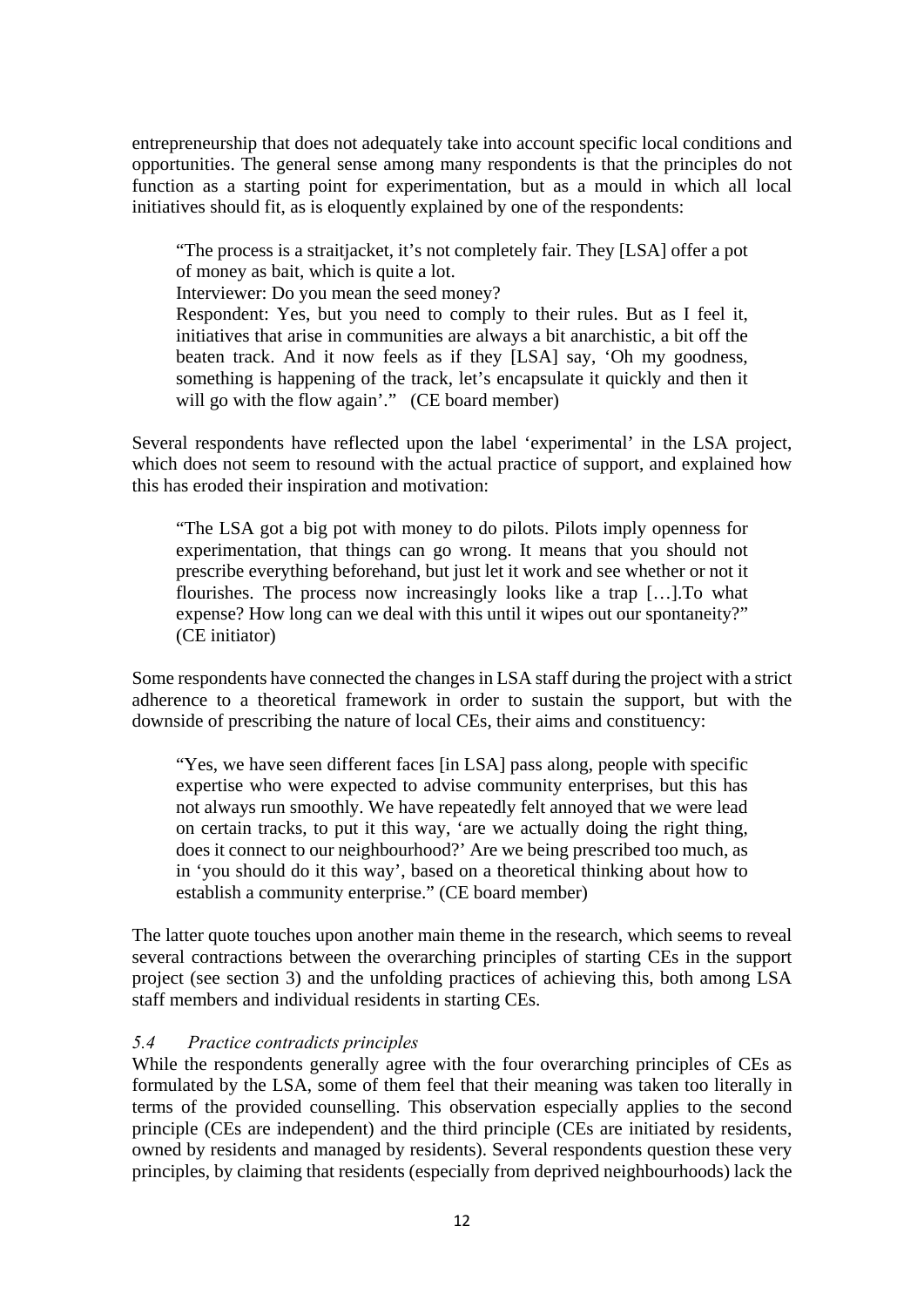entrepreneurship that does not adequately take into account specific local conditions and opportunities. The general sense among many respondents is that the principles do not function as a starting point for experimentation, but as a mould in which all local initiatives should fit, as is eloquently explained by one of the respondents:

> "The process is a straitjacket, it's not completely fair. They [LSA] offer a pot of money as bait, which is quite a lot.
> Interviewer: Do you mean the seed money?
> Respondent: Yes, but you need to comply to their rules. But as I feel it, initiatives that arise in communities are always a bit anarchistic, a bit off the beaten track. And it now feels as if they [LSA] say, 'Oh my goodness, something is happening of the track, let's encapsulate it quickly and then it will go with the flow again'." (CE board member)

Several respondents have reflected upon the label 'experimental' in the LSA project, which does not seem to resound with the actual practice of support, and explained how this has eroded their inspiration and motivation:

> "The LSA got a big pot with money to do pilots. Pilots imply openness for experimentation, that things can go wrong. It means that you should not prescribe everything beforehand, but just let it work and see whether or not it flourishes. The process now increasingly looks like a trap […].To what expense? How long can we deal with this until it wipes out our spontaneity?" (CE initiator)

Some respondents have connected the changes in LSA staff during the project with a strict adherence to a theoretical framework in order to sustain the support, but with the downside of prescribing the nature of local CEs, their aims and constituency:

> "Yes, we have seen different faces [in LSA] pass along, people with specific expertise who were expected to advise community enterprises, but this has not always run smoothly. We have repeatedly felt annoyed that we were lead on certain tracks, to put it this way, 'are we actually doing the right thing, does it connect to our neighbourhood?' Are we being prescribed too much, as in 'you should do it this way', based on a theoretical thinking about how to establish a community enterprise." (CE board member)

The latter quote touches upon another main theme in the research, which seems to reveal several contractions between the overarching principles of starting CEs in the support project (see section 3) and the unfolding practices of achieving this, both among LSA staff members and individual residents in starting CEs.

### *5.4 Practice contradicts principles*

While the respondents generally agree with the four overarching principles of CEs as formulated by the LSA, some of them feel that their meaning was taken too literally in terms of the provided counselling. This observation especially applies to the second principle (CEs are independent) and the third principle (CEs are initiated by residents, owned by residents and managed by residents). Several respondents question these very principles, by claiming that residents (especially from deprived neighbourhoods) lack the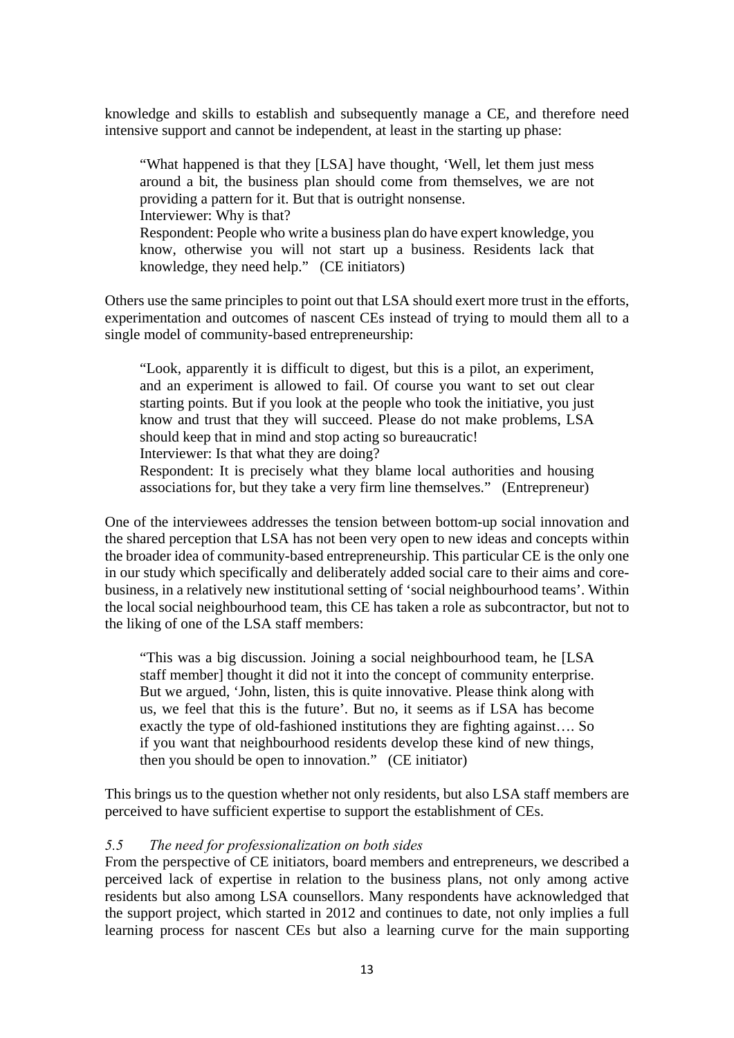knowledge and skills to establish and subsequently manage a CE, and therefore need intensive support and cannot be independent, at least in the starting up phase:

> "What happened is that they [LSA] have thought, 'Well, let them just mess around a bit, the business plan should come from themselves, we are not providing a pattern for it. But that is outright nonsense.
> Interviewer: Why is that?
> Respondent: People who write a business plan do have expert knowledge, you know, otherwise you will not start up a business. Residents lack that knowledge, they need help." (CE initiators)

Others use the same principles to point out that LSA should exert more trust in the efforts, experimentation and outcomes of nascent CEs instead of trying to mould them all to a single model of community-based entrepreneurship:

> "Look, apparently it is difficult to digest, but this is a pilot, an experiment, and an experiment is allowed to fail. Of course you want to set out clear starting points. But if you look at the people who took the initiative, you just know and trust that they will succeed. Please do not make problems, LSA should keep that in mind and stop acting so bureaucratic!
> Interviewer: Is that what they are doing?
> Respondent: It is precisely what they blame local authorities and housing associations for, but they take a very firm line themselves." (Entrepreneur)

One of the interviewees addresses the tension between bottom-up social innovation and the shared perception that LSA has not been very open to new ideas and concepts within the broader idea of community-based entrepreneurship. This particular CE is the only one in our study which specifically and deliberately added social care to their aims and core-business, in a relatively new institutional setting of 'social neighbourhood teams'. Within the local social neighbourhood team, this CE has taken a role as subcontractor, but not to the liking of one of the LSA staff members:

> "This was a big discussion. Joining a social neighbourhood team, he [LSA staff member] thought it did not it into the concept of community enterprise. But we argued, 'John, listen, this is quite innovative. Please think along with us, we feel that this is the future'. But no, it seems as if LSA has become exactly the type of old-fashioned institutions they are fighting against…. So if you want that neighbourhood residents develop these kind of new things, then you should be open to innovation." (CE initiator)

This brings us to the question whether not only residents, but also LSA staff members are perceived to have sufficient expertise to support the establishment of CEs.

### *5.5 The need for professionalization on both sides*

From the perspective of CE initiators, board members and entrepreneurs, we described a perceived lack of expertise in relation to the business plans, not only among active residents but also among LSA counsellors. Many respondents have acknowledged that the support project, which started in 2012 and continues to date, not only implies a full learning process for nascent CEs but also a learning curve for the main supporting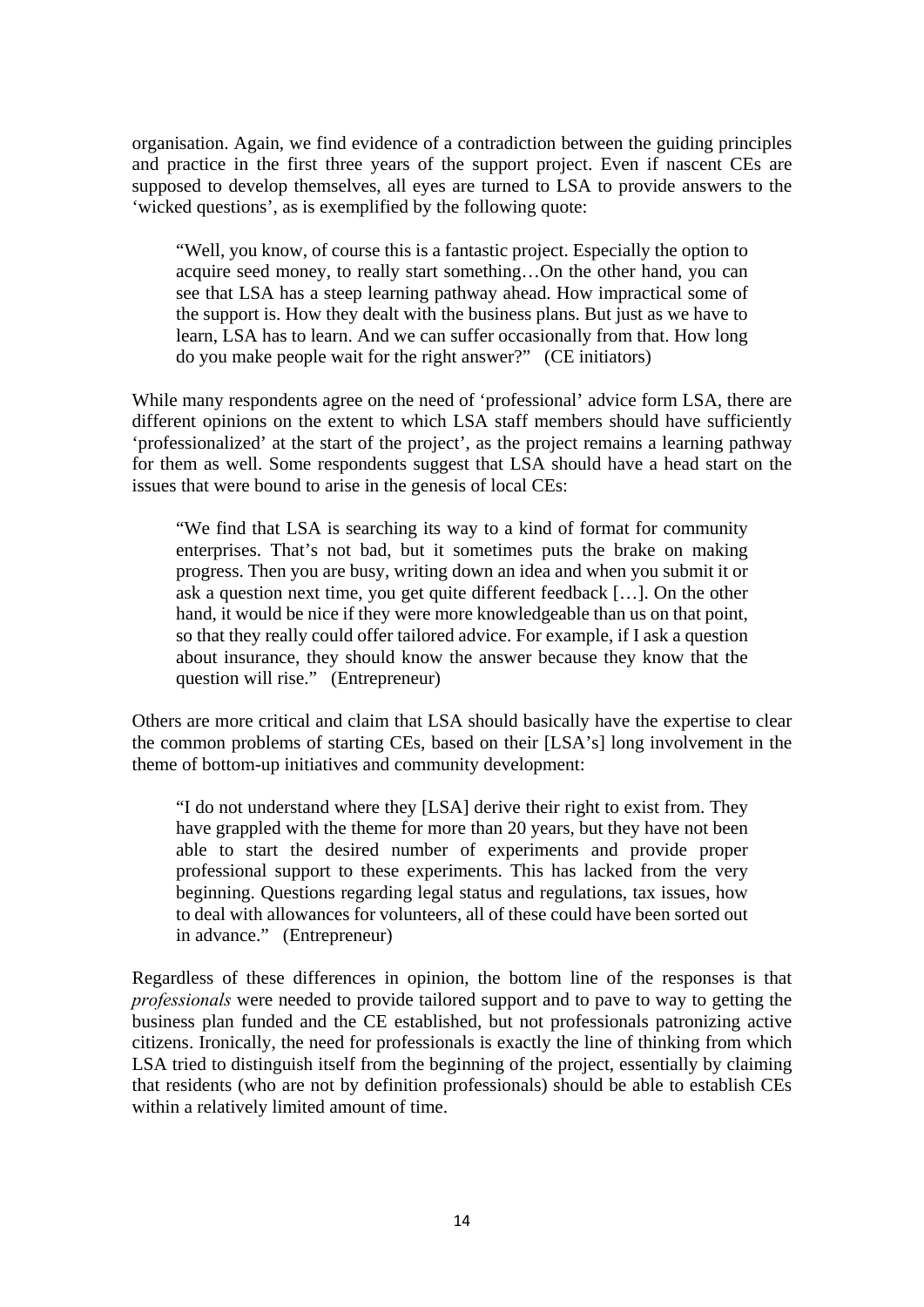organisation. Again, we find evidence of a contradiction between the guiding principles and practice in the first three years of the support project. Even if nascent CEs are supposed to develop themselves, all eyes are turned to LSA to provide answers to the 'wicked questions', as is exemplified by the following quote:

> "Well, you know, of course this is a fantastic project. Especially the option to acquire seed money, to really start something…On the other hand, you can see that LSA has a steep learning pathway ahead. How impractical some of the support is. How they dealt with the business plans. But just as we have to learn, LSA has to learn. And we can suffer occasionally from that. How long do you make people wait for the right answer?" (CE initiators)

While many respondents agree on the need of 'professional' advice form LSA, there are different opinions on the extent to which LSA staff members should have sufficiently 'professionalized' at the start of the project', as the project remains a learning pathway for them as well. Some respondents suggest that LSA should have a head start on the issues that were bound to arise in the genesis of local CEs:

> "We find that LSA is searching its way to a kind of format for community enterprises. That's not bad, but it sometimes puts the brake on making progress. Then you are busy, writing down an idea and when you submit it or ask a question next time, you get quite different feedback […]. On the other hand, it would be nice if they were more knowledgeable than us on that point, so that they really could offer tailored advice. For example, if I ask a question about insurance, they should know the answer because they know that the question will rise." (Entrepreneur)

Others are more critical and claim that LSA should basically have the expertise to clear the common problems of starting CEs, based on their [LSA's] long involvement in the theme of bottom-up initiatives and community development:

> "I do not understand where they [LSA] derive their right to exist from. They have grappled with the theme for more than 20 years, but they have not been able to start the desired number of experiments and provide proper professional support to these experiments. This has lacked from the very beginning. Questions regarding legal status and regulations, tax issues, how to deal with allowances for volunteers, all of these could have been sorted out in advance." (Entrepreneur)

Regardless of these differences in opinion, the bottom line of the responses is that *professionals* were needed to provide tailored support and to pave to way to getting the business plan funded and the CE established, but not professionals patronizing active citizens. Ironically, the need for professionals is exactly the line of thinking from which LSA tried to distinguish itself from the beginning of the project, essentially by claiming that residents (who are not by definition professionals) should be able to establish CEs within a relatively limited amount of time.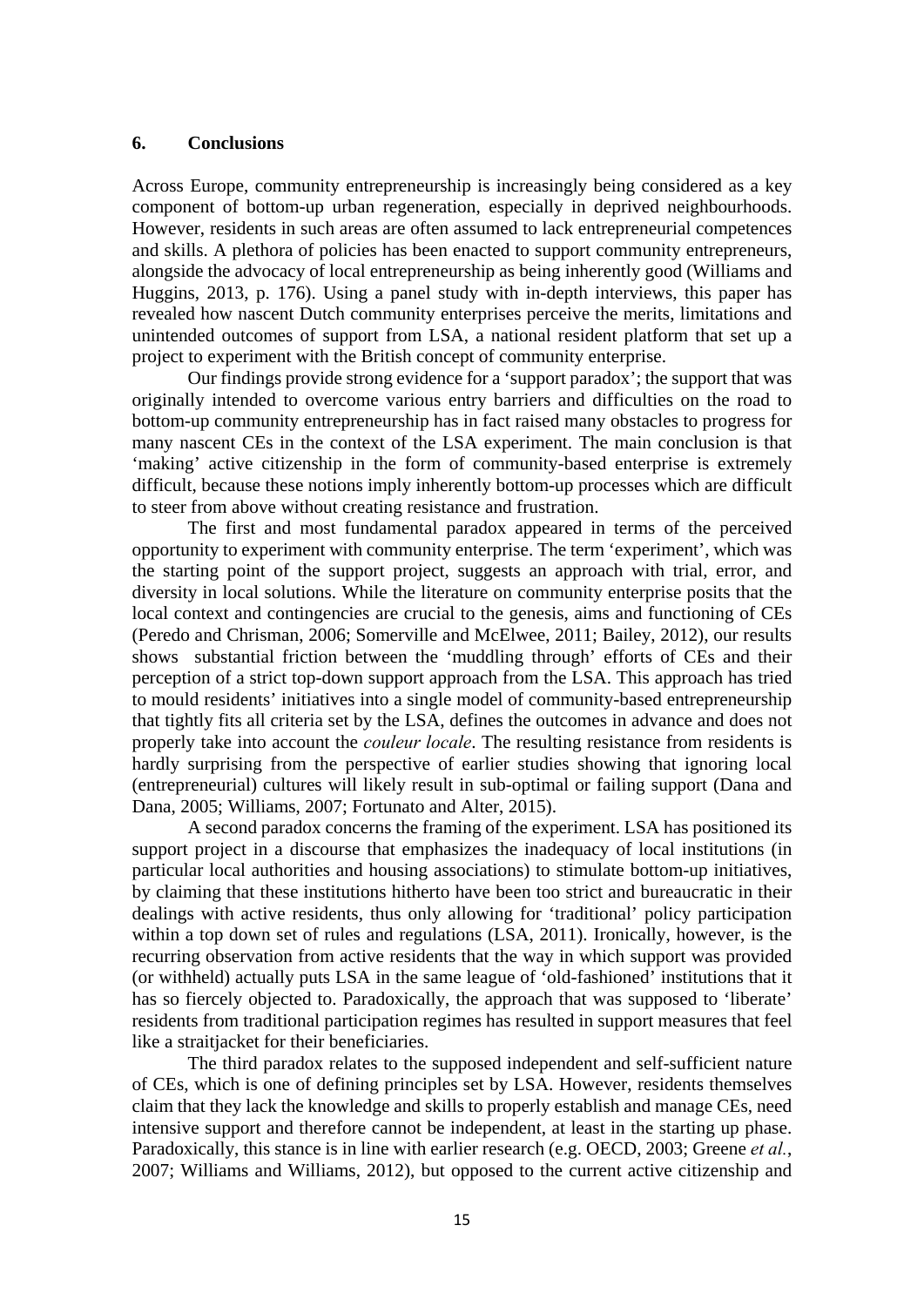## 6. Conclusions

Across Europe, community entrepreneurship is increasingly being considered as a key component of bottom-up urban regeneration, especially in deprived neighbourhoods. However, residents in such areas are often assumed to lack entrepreneurial competences and skills. A plethora of policies has been enacted to support community entrepreneurs, alongside the advocacy of local entrepreneurship as being inherently good (Williams and Huggins, 2013, p. 176). Using a panel study with in-depth interviews, this paper has revealed how nascent Dutch community enterprises perceive the merits, limitations and unintended outcomes of support from LSA, a national resident platform that set up a project to experiment with the British concept of community enterprise.

Our findings provide strong evidence for a 'support paradox'; the support that was originally intended to overcome various entry barriers and difficulties on the road to bottom-up community entrepreneurship has in fact raised many obstacles to progress for many nascent CEs in the context of the LSA experiment. The main conclusion is that 'making' active citizenship in the form of community-based enterprise is extremely difficult, because these notions imply inherently bottom-up processes which are difficult to steer from above without creating resistance and frustration.

The first and most fundamental paradox appeared in terms of the perceived opportunity to experiment with community enterprise. The term 'experiment', which was the starting point of the support project, suggests an approach with trial, error, and diversity in local solutions. While the literature on community enterprise posits that the local context and contingencies are crucial to the genesis, aims and functioning of CEs (Peredo and Chrisman, 2006; Somerville and McElwee, 2011; Bailey, 2012), our results shows substantial friction between the 'muddling through' efforts of CEs and their perception of a strict top-down support approach from the LSA. This approach has tried to mould residents' initiatives into a single model of community-based entrepreneurship that tightly fits all criteria set by the LSA, defines the outcomes in advance and does not properly take into account the *couleur locale*. The resulting resistance from residents is hardly surprising from the perspective of earlier studies showing that ignoring local (entrepreneurial) cultures will likely result in sub-optimal or failing support (Dana and Dana, 2005; Williams, 2007; Fortunato and Alter, 2015).

A second paradox concerns the framing of the experiment. LSA has positioned its support project in a discourse that emphasizes the inadequacy of local institutions (in particular local authorities and housing associations) to stimulate bottom-up initiatives, by claiming that these institutions hitherto have been too strict and bureaucratic in their dealings with active residents, thus only allowing for 'traditional' policy participation within a top down set of rules and regulations (LSA, 2011). Ironically, however, is the recurring observation from active residents that the way in which support was provided (or withheld) actually puts LSA in the same league of 'old-fashioned' institutions that it has so fiercely objected to. Paradoxically, the approach that was supposed to 'liberate' residents from traditional participation regimes has resulted in support measures that feel like a straitjacket for their beneficiaries.

The third paradox relates to the supposed independent and self-sufficient nature of CEs, which is one of defining principles set by LSA. However, residents themselves claim that they lack the knowledge and skills to properly establish and manage CEs, need intensive support and therefore cannot be independent, at least in the starting up phase. Paradoxically, this stance is in line with earlier research (e.g. OECD, 2003; Greene *et al.*, 2007; Williams and Williams, 2012), but opposed to the current active citizenship and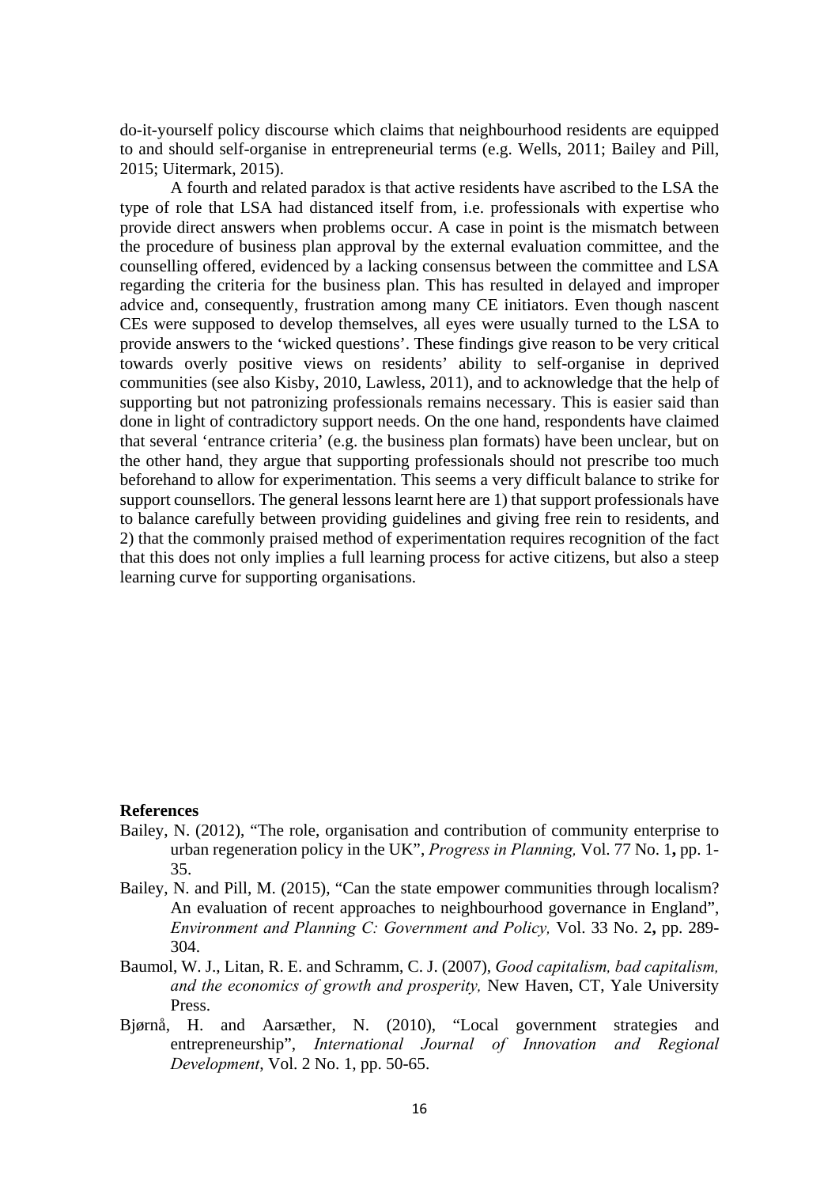do-it-yourself policy discourse which claims that neighbourhood residents are equipped to and should self-organise in entrepreneurial terms (e.g. Wells, 2011; Bailey and Pill, 2015; Uitermark, 2015).

A fourth and related paradox is that active residents have ascribed to the LSA the type of role that LSA had distanced itself from, i.e. professionals with expertise who provide direct answers when problems occur. A case in point is the mismatch between the procedure of business plan approval by the external evaluation committee, and the counselling offered, evidenced by a lacking consensus between the committee and LSA regarding the criteria for the business plan. This has resulted in delayed and improper advice and, consequently, frustration among many CE initiators. Even though nascent CEs were supposed to develop themselves, all eyes were usually turned to the LSA to provide answers to the 'wicked questions'. These findings give reason to be very critical towards overly positive views on residents' ability to self-organise in deprived communities (see also Kisby, 2010, Lawless, 2011), and to acknowledge that the help of supporting but not patronizing professionals remains necessary. This is easier said than done in light of contradictory support needs. On the one hand, respondents have claimed that several 'entrance criteria' (e.g. the business plan formats) have been unclear, but on the other hand, they argue that supporting professionals should not prescribe too much beforehand to allow for experimentation. This seems a very difficult balance to strike for support counsellors. The general lessons learnt here are 1) that support professionals have to balance carefully between providing guidelines and giving free rein to residents, and 2) that the commonly praised method of experimentation requires recognition of the fact that this does not only implies a full learning process for active citizens, but also a steep learning curve for supporting organisations.

**References**

Bailey, N. (2012), "The role, organisation and contribution of community enterprise to urban regeneration policy in the UK", *Progress in Planning,* Vol. 77 No. 1**,** pp. 1-35.

Bailey, N. and Pill, M. (2015), "Can the state empower communities through localism? An evaluation of recent approaches to neighbourhood governance in England", *Environment and Planning C: Government and Policy,* Vol. 33 No. 2**,** pp. 289-304.

Baumol, W. J., Litan, R. E. and Schramm, C. J. (2007), *Good capitalism, bad capitalism, and the economics of growth and prosperity,* New Haven, CT, Yale University Press.

Bjørnå, H. and Aarsæther, N. (2010), "Local government strategies and entrepreneurship", *International Journal of Innovation and Regional Development*, Vol. 2 No. 1, pp. 50-65.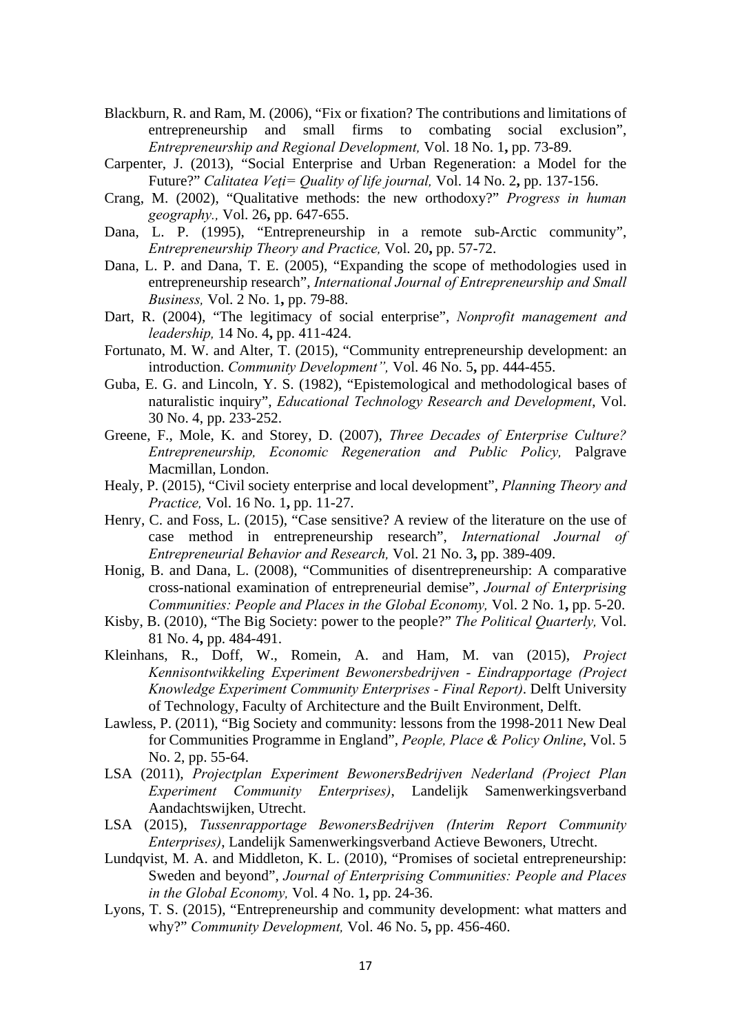Blackburn, R. and Ram, M. (2006), "Fix or fixation? The contributions and limitations of entrepreneurship and small firms to combating social exclusion", *Entrepreneurship and Regional Development,* Vol. 18 No. 1**,** pp. 73-89.

Carpenter, J. (2013), "Social Enterprise and Urban Regeneration: a Model for the Future?" *Calitatea Veţi= Quality of life journal,* Vol. 14 No. 2**,** pp. 137-156.

Crang, M. (2002), "Qualitative methods: the new orthodoxy?" *Progress in human geography.,* Vol. 26**,** pp. 647-655.

Dana, L. P. (1995), "Entrepreneurship in a remote sub-Arctic community", *Entrepreneurship Theory and Practice,* Vol. 20**,** pp. 57-72.

Dana, L. P. and Dana, T. E. (2005), "Expanding the scope of methodologies used in entrepreneurship research", *International Journal of Entrepreneurship and Small Business,* Vol. 2 No. 1**,** pp. 79-88.

Dart, R. (2004), "The legitimacy of social enterprise", *Nonprofit management and leadership,* 14 No. 4**,** pp. 411-424.

Fortunato, M. W. and Alter, T. (2015), "Community entrepreneurship development: an introduction. *Community Development",* Vol. 46 No. 5**,** pp. 444-455.

Guba, E. G. and Lincoln, Y. S. (1982), "Epistemological and methodological bases of naturalistic inquiry", *Educational Technology Research and Development*, Vol. 30 No. 4, pp. 233-252.

Greene, F., Mole, K. and Storey, D. (2007), *Three Decades of Enterprise Culture? Entrepreneurship, Economic Regeneration and Public Policy,* Palgrave Macmillan, London.

Healy, P. (2015), "Civil society enterprise and local development", *Planning Theory and Practice,* Vol. 16 No. 1**,** pp. 11-27.

Henry, C. and Foss, L. (2015), "Case sensitive? A review of the literature on the use of case method in entrepreneurship research", *International Journal of Entrepreneurial Behavior and Research,* Vol. 21 No. 3**,** pp. 389-409.

Honig, B. and Dana, L. (2008), "Communities of disentrepreneurship: A comparative cross-national examination of entrepreneurial demise", *Journal of Enterprising Communities: People and Places in the Global Economy,* Vol. 2 No. 1**,** pp. 5-20.

Kisby, B. (2010), "The Big Society: power to the people?" *The Political Quarterly,* Vol. 81 No. 4**,** pp. 484-491.

Kleinhans, R., Doff, W., Romein, A. and Ham, M. van (2015), *Project Kennisontwikkeling Experiment Bewonersbedrijven - Eindrapportage (Project Knowledge Experiment Community Enterprises - Final Report)*. Delft University of Technology, Faculty of Architecture and the Built Environment, Delft.

Lawless, P. (2011), "Big Society and community: lessons from the 1998-2011 New Deal for Communities Programme in England", *People, Place & Policy Online*, Vol. 5 No. 2, pp. 55-64.

LSA (2011), *Projectplan Experiment BewonersBedrijven Nederland (Project Plan Experiment Community Enterprises)*, Landelijk Samenwerkingsverband Aandachtswijken, Utrecht.

LSA (2015), *Tussenrapportage BewonersBedrijven (Interim Report Community Enterprises)*, Landelijk Samenwerkingsverband Actieve Bewoners, Utrecht.

Lundqvist, M. A. and Middleton, K. L. (2010), "Promises of societal entrepreneurship: Sweden and beyond", *Journal of Enterprising Communities: People and Places in the Global Economy,* Vol. 4 No. 1**,** pp. 24-36.

Lyons, T. S. (2015), "Entrepreneurship and community development: what matters and why?" *Community Development,* Vol. 46 No. 5**,** pp. 456-460.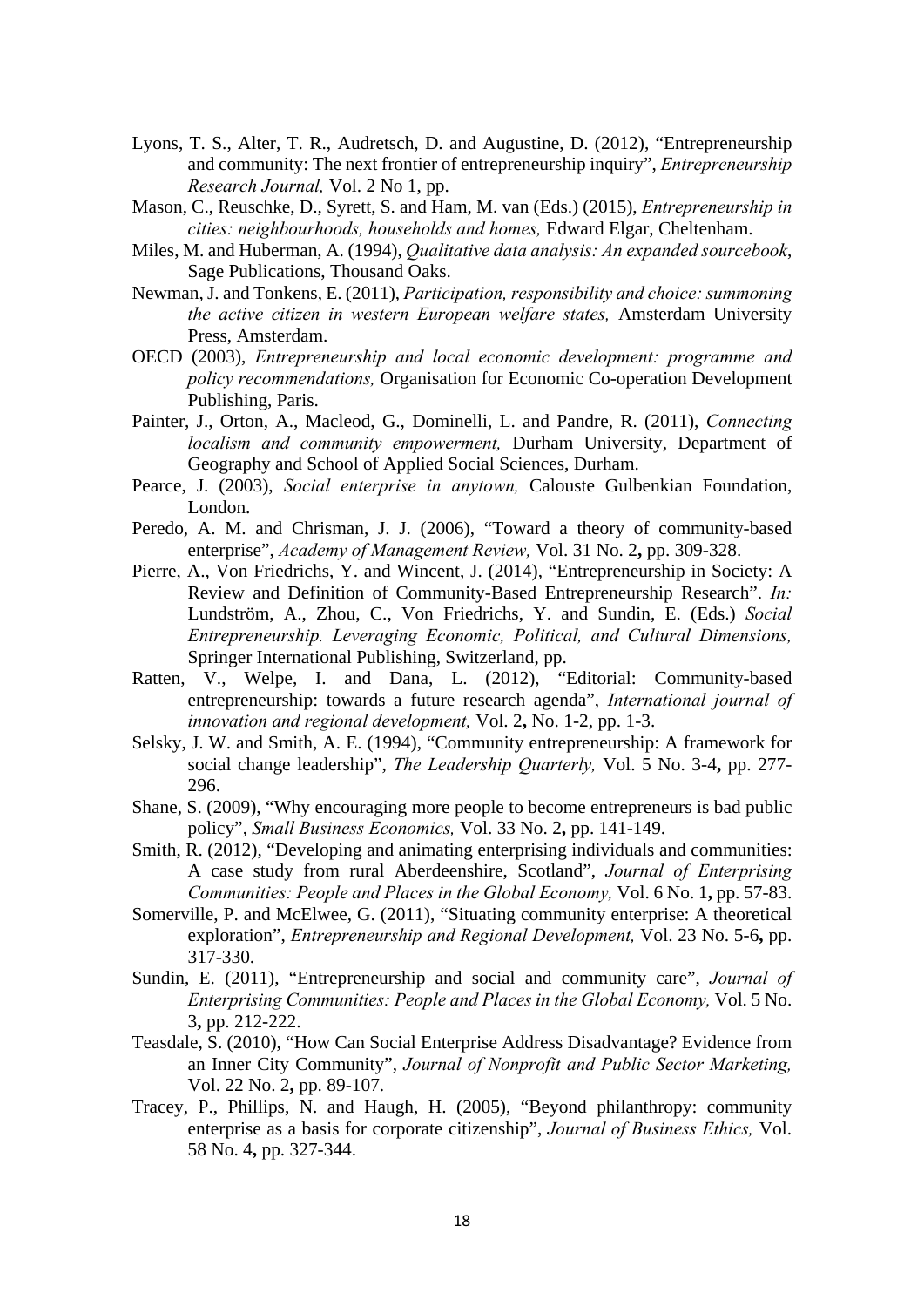Lyons, T. S., Alter, T. R., Audretsch, D. and Augustine, D. (2012), "Entrepreneurship and community: The next frontier of entrepreneurship inquiry", *Entrepreneurship Research Journal,* Vol. 2 No 1, pp.

Mason, C., Reuschke, D., Syrett, S. and Ham, M. van (Eds.) (2015), *Entrepreneurship in cities: neighbourhoods, households and homes,* Edward Elgar, Cheltenham.

Miles, M. and Huberman, A. (1994), *Qualitative data analysis: An expanded sourcebook*, Sage Publications, Thousand Oaks.

Newman, J. and Tonkens, E. (2011), *Participation, responsibility and choice: summoning the active citizen in western European welfare states,* Amsterdam University Press, Amsterdam.

OECD (2003), *Entrepreneurship and local economic development: programme and policy recommendations,* Organisation for Economic Co-operation Development Publishing, Paris.

Painter, J., Orton, A., Macleod, G., Dominelli, L. and Pandre, R. (2011), *Connecting localism and community empowerment,* Durham University, Department of Geography and School of Applied Social Sciences, Durham.

Pearce, J. (2003), *Social enterprise in anytown,* Calouste Gulbenkian Foundation, London.

Peredo, A. M. and Chrisman, J. J. (2006), "Toward a theory of community-based enterprise", *Academy of Management Review,* Vol. 31 No. 2**,** pp. 309-328.

Pierre, A., Von Friedrichs, Y. and Wincent, J. (2014), "Entrepreneurship in Society: A Review and Definition of Community-Based Entrepreneurship Research". *In:* Lundström, A., Zhou, C., Von Friedrichs, Y. and Sundin, E. (Eds.) *Social Entrepreneurship. Leveraging Economic, Political, and Cultural Dimensions,* Springer International Publishing, Switzerland, pp.

Ratten, V., Welpe, I. and Dana, L. (2012), "Editorial: Community-based entrepreneurship: towards a future research agenda", *International journal of innovation and regional development,* Vol. 2**,** No. 1-2, pp. 1-3.

Selsky, J. W. and Smith, A. E. (1994), "Community entrepreneurship: A framework for social change leadership", *The Leadership Quarterly,* Vol. 5 No. 3-4**,** pp. 277-296.

Shane, S. (2009), "Why encouraging more people to become entrepreneurs is bad public policy", *Small Business Economics,* Vol. 33 No. 2**,** pp. 141-149.

Smith, R. (2012), "Developing and animating enterprising individuals and communities: A case study from rural Aberdeenshire, Scotland", *Journal of Enterprising Communities: People and Places in the Global Economy,* Vol. 6 No. 1**,** pp. 57-83.

Somerville, P. and McElwee, G. (2011), "Situating community enterprise: A theoretical exploration", *Entrepreneurship and Regional Development,* Vol. 23 No. 5-6**,** pp. 317-330.

Sundin, E. (2011), "Entrepreneurship and social and community care", *Journal of Enterprising Communities: People and Places in the Global Economy,* Vol. 5 No. 3**,** pp. 212-222.

Teasdale, S. (2010), "How Can Social Enterprise Address Disadvantage? Evidence from an Inner City Community", *Journal of Nonprofit and Public Sector Marketing,* Vol. 22 No. 2**,** pp. 89-107.

Tracey, P., Phillips, N. and Haugh, H. (2005), "Beyond philanthropy: community enterprise as a basis for corporate citizenship", *Journal of Business Ethics,* Vol. 58 No. 4**,** pp. 327-344.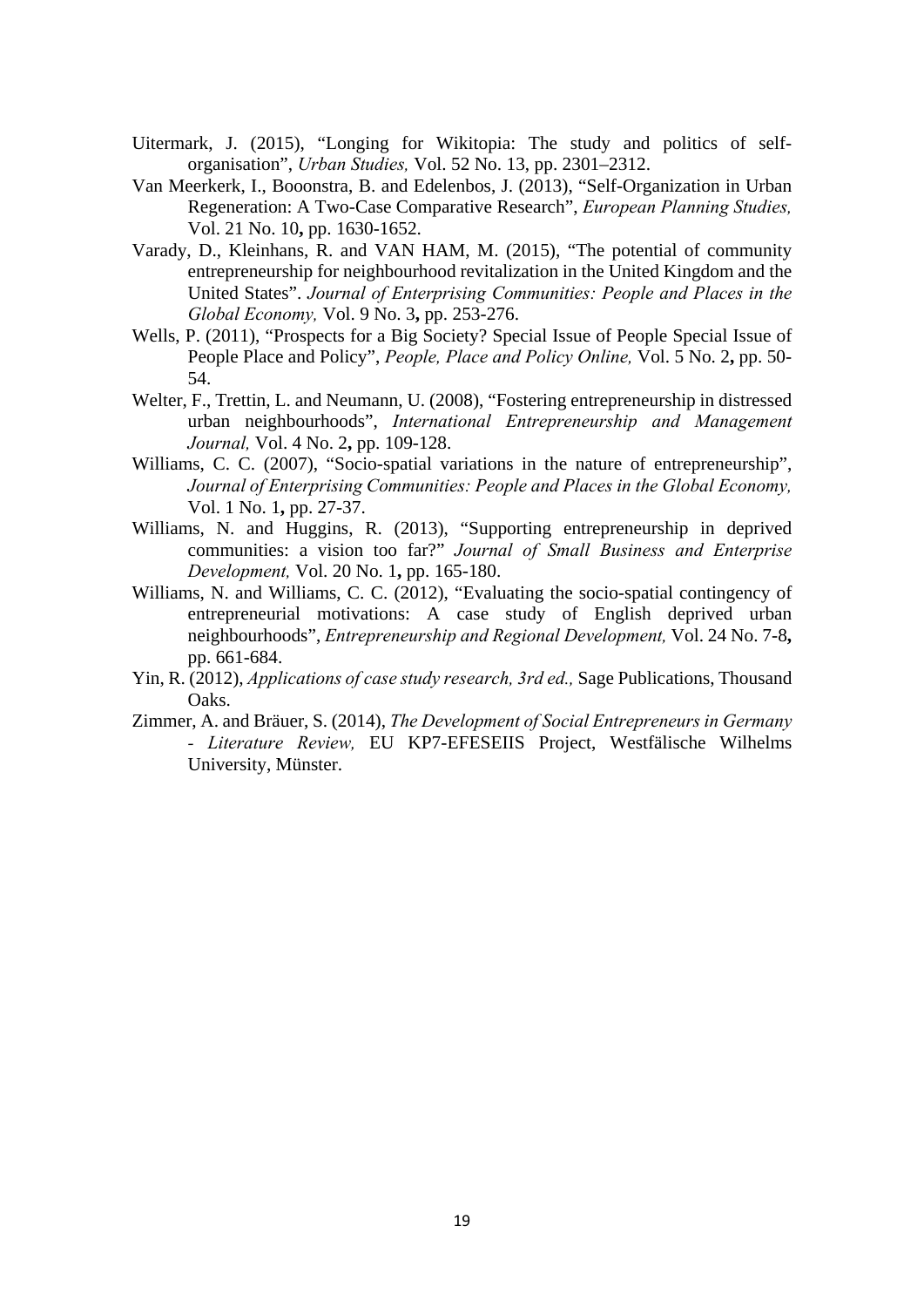Uitermark, J. (2015), "Longing for Wikitopia: The study and politics of self-organisation", *Urban Studies,* Vol. 52 No. 13, pp. 2301–2312.

Van Meerkerk, I., Booonstra, B. and Edelenbos, J. (2013), "Self-Organization in Urban Regeneration: A Two-Case Comparative Research", *European Planning Studies,* Vol. 21 No. 10**,** pp. 1630-1652.

Varady, D., Kleinhans, R. and VAN HAM, M. (2015), "The potential of community entrepreneurship for neighbourhood revitalization in the United Kingdom and the United States". *Journal of Enterprising Communities: People and Places in the Global Economy,* Vol. 9 No. 3**,** pp. 253-276.

Wells, P. (2011), "Prospects for a Big Society? Special Issue of People Special Issue of People Place and Policy", *People, Place and Policy Online,* Vol. 5 No. 2**,** pp. 50-54.

Welter, F., Trettin, L. and Neumann, U. (2008), "Fostering entrepreneurship in distressed urban neighbourhoods", *International Entrepreneurship and Management Journal,* Vol. 4 No. 2**,** pp. 109-128.

Williams, C. C. (2007), "Socio-spatial variations in the nature of entrepreneurship", *Journal of Enterprising Communities: People and Places in the Global Economy,* Vol. 1 No. 1**,** pp. 27-37.

Williams, N. and Huggins, R. (2013), "Supporting entrepreneurship in deprived communities: a vision too far?" *Journal of Small Business and Enterprise Development,* Vol. 20 No. 1**,** pp. 165-180.

Williams, N. and Williams, C. C. (2012), "Evaluating the socio-spatial contingency of entrepreneurial motivations: A case study of English deprived urban neighbourhoods", *Entrepreneurship and Regional Development,* Vol. 24 No. 7-8**,** pp. 661-684.

Yin, R. (2012), *Applications of case study research, 3rd ed.,* Sage Publications, Thousand Oaks.

Zimmer, A. and Bräuer, S. (2014), *The Development of Social Entrepreneurs in Germany - Literature Review,* EU KP7-EFESEIIS Project, Westfälische Wilhelms University, Münster.